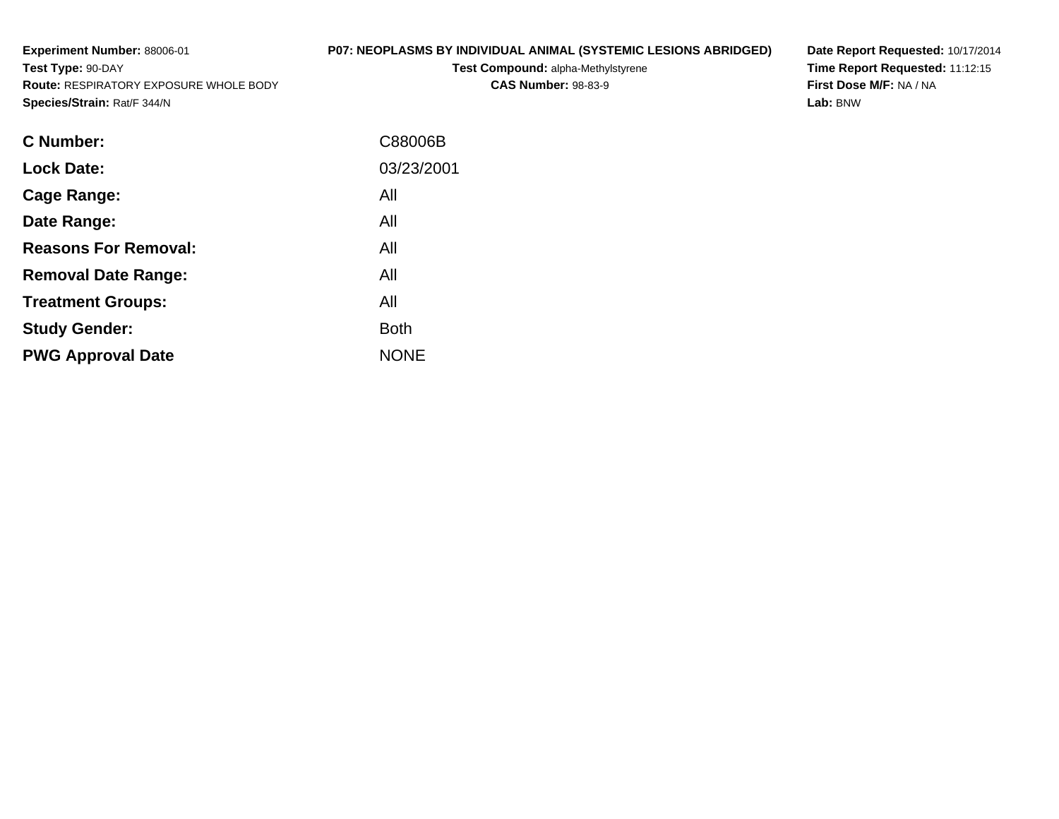**Experiment Number:** 88006-01
**Test Type:** 90-DAY
**Route:** RESPIRATORY EXPOSURE WHOLE BODY
**Species/Strain:** Rat/F 344/N

**P07: NEOPLASMS BY INDIVIDUAL ANIMAL (SYSTEMIC LESIONS ABRIDGED)**
**Test Compound:** alpha-Methylstyrene
**CAS Number:** 98-83-9

**Date Report Requested:** 10/17/2014
**Time Report Requested:** 11:12:15
**First Dose M/F:** NA / NA
**Lab:** BNW

| | |
|---|---|
| **C Number:** | C88006B |
| **Lock Date:** | 03/23/2001 |
| **Cage Range:** | All |
| **Date Range:** | All |
| **Reasons For Removal:** | All |
| **Removal Date Range:** | All |
| **Treatment Groups:** | All |
| **Study Gender:** | Both |
| **PWG Approval Date** | NONE |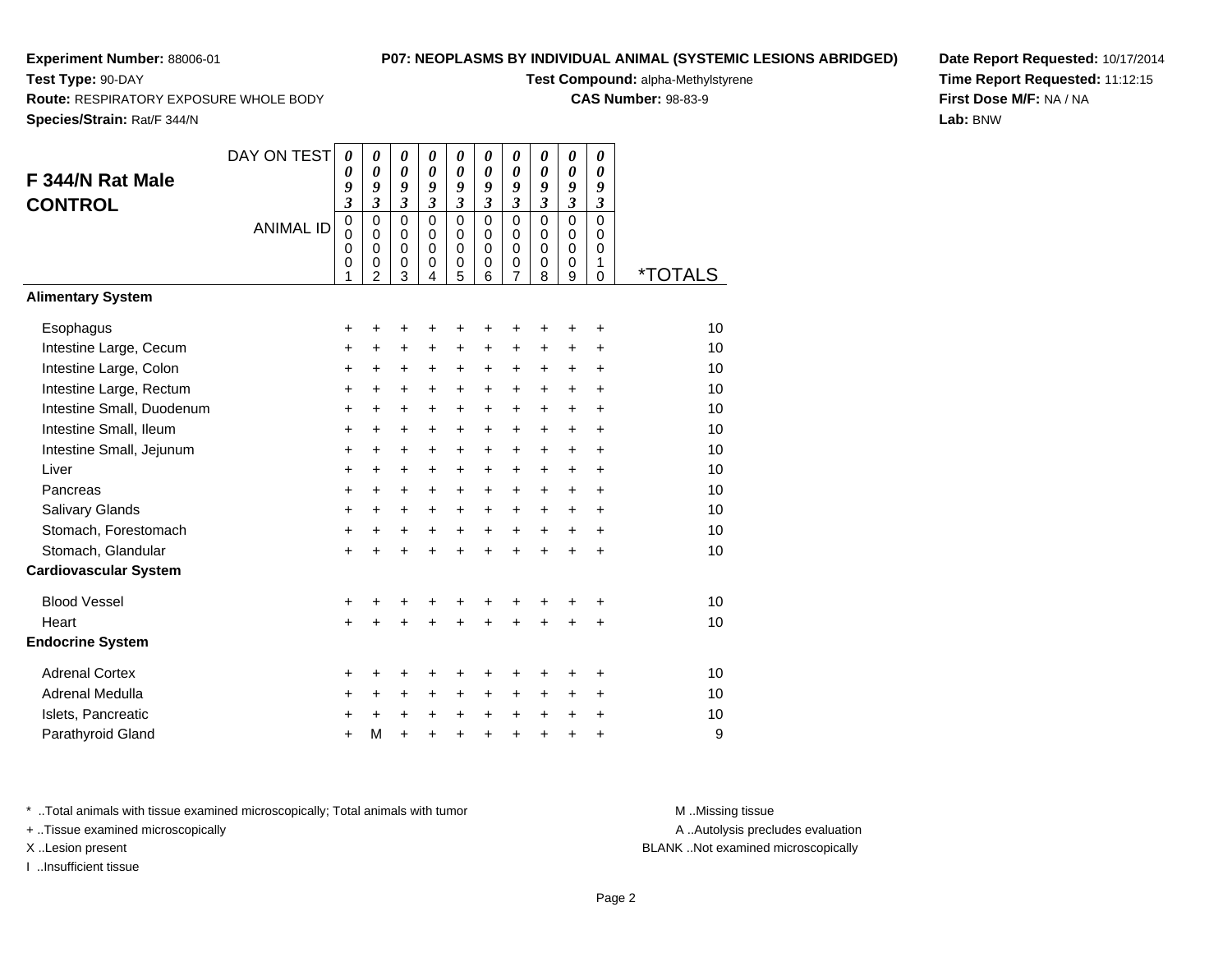**Experiment Number:** 88006-01
**Test Type:** 90-DAY
**Route:** RESPIRATORY EXPOSURE WHOLE BODY
**Species/Strain:** Rat/F 344/N

**P07: NEOPLASMS BY INDIVIDUAL ANIMAL (SYSTEMIC LESIONS ABRIDGED)**
**Test Compound:** alpha-Methylstyrene
**CAS Number:** 98-83-9

**Date Report Requested:** 10/17/2014
**Time Report Requested:** 11:12:15
**First Dose M/F:** NA / NA
**Lab:** BNW

## F 344/N Rat Male CONTROL

| DAY ON TEST | 0093 | 0093 | 0093 | 0093 | 0093 | 0093 | 0093 | 0093 | 0093 | 0093 | |
|---|---|---|---|---|---|---|---|---|---|---|---|
| **ANIMAL ID** | 00001 | 00002 | 00003 | 00004 | 00005 | 00006 | 00007 | 00008 | 00009 | 00010 | ***TOTALS** |
| **Alimentary System** | | | | | | | | | | | |
| Esophagus | + | + | + | + | + | + | + | + | + | + | 10 |
| Intestine Large, Cecum | + | + | + | + | + | + | + | + | + | + | 10 |
| Intestine Large, Colon | + | + | + | + | + | + | + | + | + | + | 10 |
| Intestine Large, Rectum | + | + | + | + | + | + | + | + | + | + | 10 |
| Intestine Small, Duodenum | + | + | + | + | + | + | + | + | + | + | 10 |
| Intestine Small, Ileum | + | + | + | + | + | + | + | + | + | + | 10 |
| Intestine Small, Jejunum | + | + | + | + | + | + | + | + | + | + | 10 |
| Liver | + | + | + | + | + | + | + | + | + | + | 10 |
| Pancreas | + | + | + | + | + | + | + | + | + | + | 10 |
| Salivary Glands | + | + | + | + | + | + | + | + | + | + | 10 |
| Stomach, Forestomach | + | + | + | + | + | + | + | + | + | + | 10 |
| Stomach, Glandular | + | + | + | + | + | + | + | + | + | + | 10 |
| **Cardiovascular System** | | | | | | | | | | | |
| Blood Vessel | + | + | + | + | + | + | + | + | + | + | 10 |
| Heart | + | + | + | + | + | + | + | + | + | + | 10 |
| **Endocrine System** | | | | | | | | | | | |
| Adrenal Cortex | + | + | + | + | + | + | + | + | + | + | 10 |
| Adrenal Medulla | + | + | + | + | + | + | + | + | + | + | 10 |
| Islets, Pancreatic | + | + | + | + | + | + | + | + | + | + | 10 |
| Parathyroid Gland | + | M | + | + | + | + | + | + | + | + | 9 |

* ..Total animals with tissue examined microscopically; Total animals with tumor
+ ..Tissue examined microscopically
X ..Lesion present
I ..Insufficient tissue

M ..Missing tissue
A ..Autolysis precludes evaluation
BLANK ..Not examined microscopically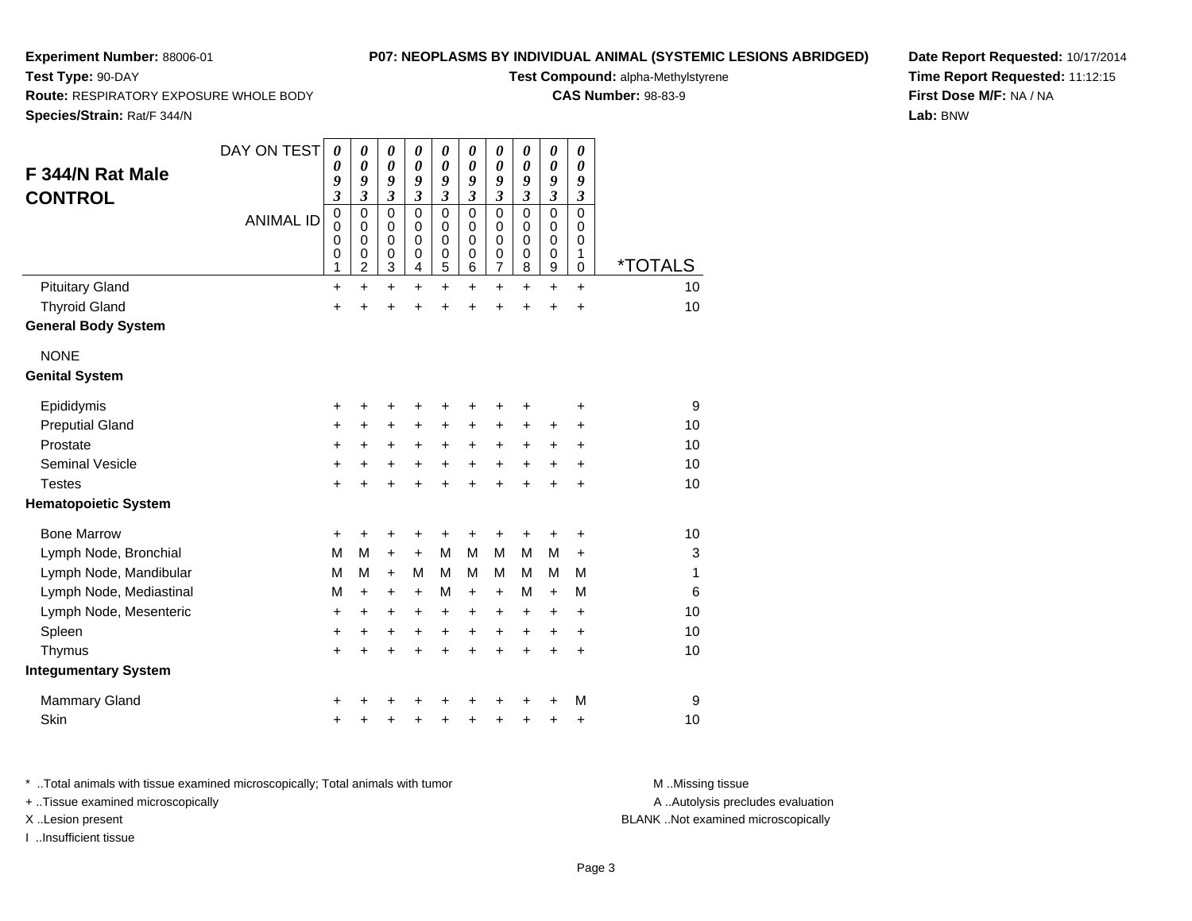**Experiment Number:** 88006-01
**Test Type:** 90-DAY
**Route:** RESPIRATORY EXPOSURE WHOLE BODY
**Species/Strain:** Rat/F 344/N

**P07: NEOPLASMS BY INDIVIDUAL ANIMAL (SYSTEMIC LESIONS ABRIDGED)**
**Test Compound:** alpha-Methylstyrene
**CAS Number:** 98-83-9

**Date Report Requested:** 10/17/2014
**Time Report Requested:** 11:12:15
**First Dose M/F:** NA / NA
**Lab:** BNW

## F 344/N Rat Male CONTROL

| DAY ON TEST | 0093 | 0093 | 0093 | 0093 | 0093 | 0093 | 0093 | 0093 | 0093 | 0093 | |
|---|---|---|---|---|---|---|---|---|---|---|---|
| ANIMAL ID | 00001 | 00002 | 00003 | 00004 | 00005 | 00006 | 00007 | 00008 | 00009 | 00010 | *TOTALS |
| Pituitary Gland | + | + | + | + | + | + | + | + | + | + | 10 |
| Thyroid Gland | + | + | + | + | + | + | + | + | + | + | 10 |
| **General Body System** | | | | | | | | | | | |
| NONE | | | | | | | | | | | |
| **Genital System** | | | | | | | | | | | |
| Epididymis | + | + | + | + | + | + | + | + | | + | 9 |
| Preputial Gland | + | + | + | + | + | + | + | + | + | + | 10 |
| Prostate | + | + | + | + | + | + | + | + | + | + | 10 |
| Seminal Vesicle | + | + | + | + | + | + | + | + | + | + | 10 |
| Testes | + | + | + | + | + | + | + | + | + | + | 10 |
| **Hematopoietic System** | | | | | | | | | | | |
| Bone Marrow | + | + | + | + | + | + | + | + | + | + | 10 |
| Lymph Node, Bronchial | M | M | + | + | M | M | M | M | M | + | 3 |
| Lymph Node, Mandibular | M | M | + | M | M | M | M | M | M | M | 1 |
| Lymph Node, Mediastinal | M | + | + | + | M | + | + | M | + | M | 6 |
| Lymph Node, Mesenteric | + | + | + | + | + | + | + | + | + | + | 10 |
| Spleen | + | + | + | + | + | + | + | + | + | + | 10 |
| Thymus | + | + | + | + | + | + | + | + | + | + | 10 |
| **Integumentary System** | | | | | | | | | | | |
| Mammary Gland | + | + | + | + | + | + | + | + | + | M | 9 |
| Skin | + | + | + | + | + | + | + | + | + | + | 10 |

* ..Total animals with tissue examined microscopically; Total animals with tumor
+ ..Tissue examined microscopically
X ..Lesion present
I ..Insufficient tissue

M ..Missing tissue
A ..Autolysis precludes evaluation
BLANK ..Not examined microscopically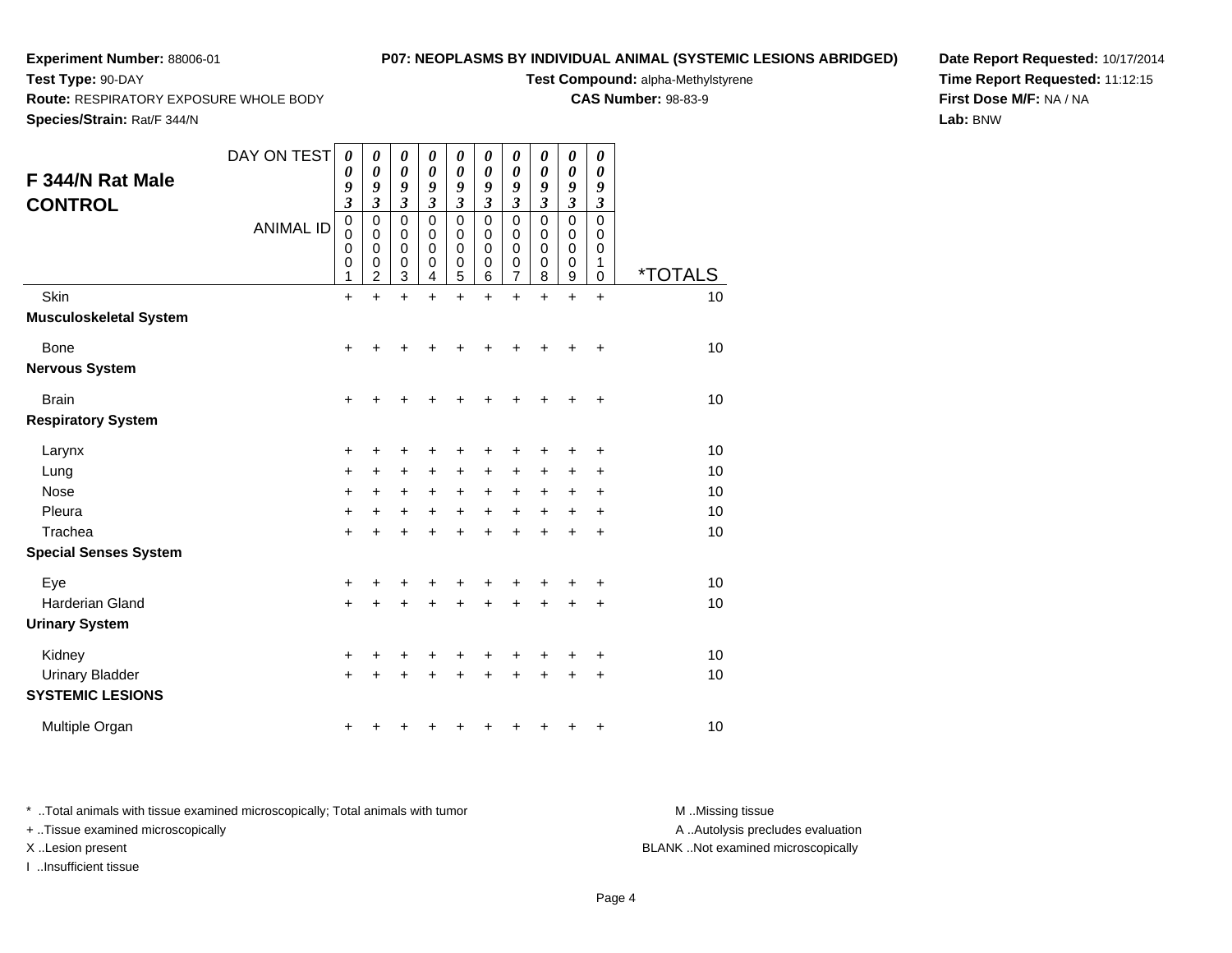**Experiment Number:** 88006-01

**Test Type:** 90-DAY

**Route:** RESPIRATORY EXPOSURE WHOLE BODY

**Species/Strain:** Rat/F 344/N

**P07: NEOPLASMS BY INDIVIDUAL ANIMAL (SYSTEMIC LESIONS ABRIDGED)**

**Test Compound:** alpha-Methylstyrene

**CAS Number:** 98-83-9

**Date Report Requested:** 10/17/2014

**Time Report Requested:** 11:12:15

**First Dose M/F:** NA / NA

**Lab:** BNW

## F 344/N Rat Male CONTROL

| DAY ON TEST | 0093 | 0093 | 0093 | 0093 | 0093 | 0093 | 0093 | 0093 | 0093 | 0093 | |
|---|---|---|---|---|---|---|---|---|---|---|---|
| ANIMAL ID | 00001 | 00002 | 00003 | 00004 | 00005 | 00006 | 00007 | 00008 | 00009 | 00010 | *TOTALS |
| Skin | + | + | + | + | + | + | + | + | + | + | 10 |
| **Musculoskeletal System** | | | | | | | | | | | |
| Bone | + | + | + | + | + | + | + | + | + | + | 10 |
| **Nervous System** | | | | | | | | | | | |
| Brain | + | + | + | + | + | + | + | + | + | + | 10 |
| **Respiratory System** | | | | | | | | | | | |
| Larynx | + | + | + | + | + | + | + | + | + | + | 10 |
| Lung | + | + | + | + | + | + | + | + | + | + | 10 |
| Nose | + | + | + | + | + | + | + | + | + | + | 10 |
| Pleura | + | + | + | + | + | + | + | + | + | + | 10 |
| Trachea | + | + | + | + | + | + | + | + | + | + | 10 |
| **Special Senses System** | | | | | | | | | | | |
| Eye | + | + | + | + | + | + | + | + | + | + | 10 |
| Harderian Gland | + | + | + | + | + | + | + | + | + | + | 10 |
| **Urinary System** | | | | | | | | | | | |
| Kidney | + | + | + | + | + | + | + | + | + | + | 10 |
| Urinary Bladder | + | + | + | + | + | + | + | + | + | + | 10 |
| **SYSTEMIC LESIONS** | | | | | | | | | | | |
| Multiple Organ | + | + | + | + | + | + | + | + | + | + | 10 |

* ..Total animals with tissue examined microscopically; Total animals with tumor

+ ..Tissue examined microscopically

X ..Lesion present

I ..Insufficient tissue

M ..Missing tissue

A ..Autolysis precludes evaluation

BLANK ..Not examined microscopically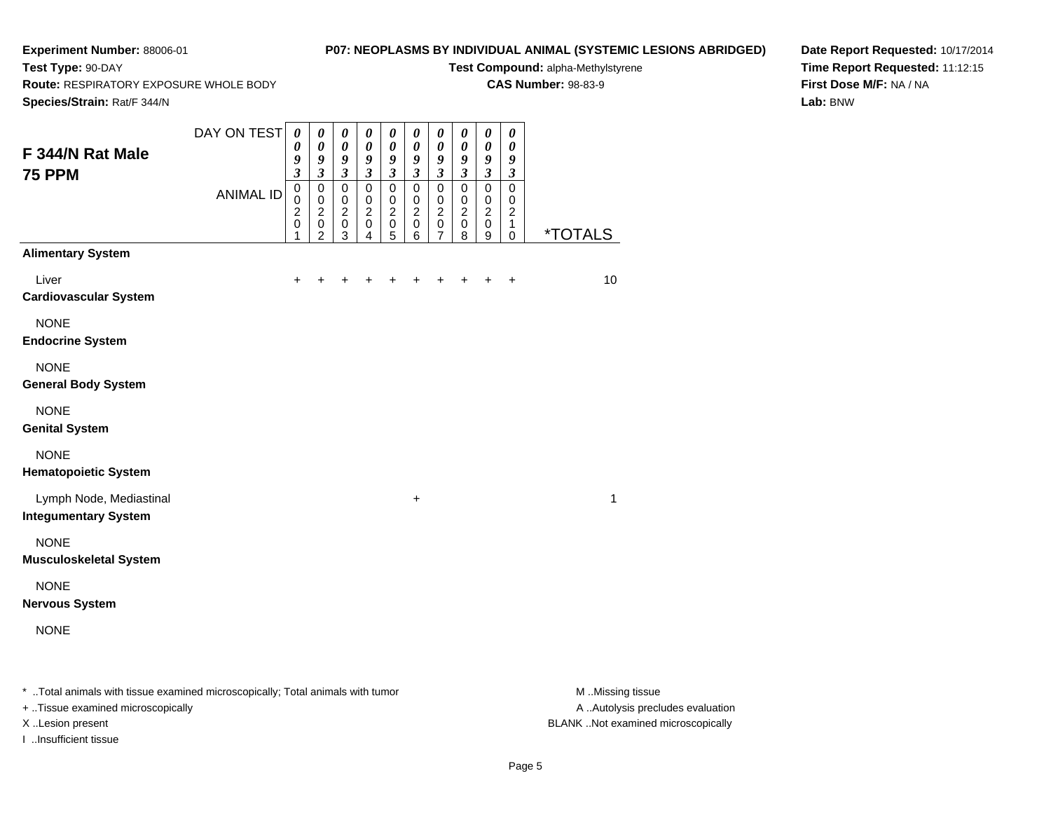**Experiment Number:** 88006-01

**Test Type:** 90-DAY

**Route:** RESPIRATORY EXPOSURE WHOLE BODY

**Species/Strain:** Rat/F 344/N

**P07: NEOPLASMS BY INDIVIDUAL ANIMAL (SYSTEMIC LESIONS ABRIDGED)**

**Test Compound:** alpha-Methylstyrene

**CAS Number:** 98-83-9

**Date Report Requested:** 10/17/2014

**Time Report Requested:** 11:12:15

**First Dose M/F:** NA / NA

**Lab:** BNW

## F 344/N Rat Male
## 75 PPM

| DAY ON TEST | 0093 | 0093 | 0093 | 0093 | 0093 | 0093 | 0093 | 0093 | 0093 | 0093 | |
|---|---|---|---|---|---|---|---|---|---|---|---|
| **ANIMAL ID** | 00201 | 00202 | 00203 | 00204 | 00205 | 00206 | 00207 | 00208 | 00209 | 00210 | ***TOTALS** |
| **Alimentary System** | | | | | | | | | | | |
| Liver | + | + | + | + | + | + | + | + | + | + | 10 |
| **Cardiovascular System** | | | | | | | | | | | |
| NONE | | | | | | | | | | | |
| **Endocrine System** | | | | | | | | | | | |
| NONE | | | | | | | | | | | |
| **General Body System** | | | | | | | | | | | |
| NONE | | | | | | | | | | | |
| **Genital System** | | | | | | | | | | | |
| NONE | | | | | | | | | | | |
| **Hematopoietic System** | | | | | | | | | | | |
| Lymph Node, Mediastinal | | | | | | + | | | | | 1 |
| **Integumentary System** | | | | | | | | | | | |
| NONE | | | | | | | | | | | |
| **Musculoskeletal System** | | | | | | | | | | | |
| NONE | | | | | | | | | | | |
| **Nervous System** | | | | | | | | | | | |
| NONE | | | | | | | | | | | |

* ..Total animals with tissue examined microscopically; Total animals with tumor

+ ..Tissue examined microscopically

X ..Lesion present

I ..Insufficient tissue

M ..Missing tissue

A ..Autolysis precludes evaluation

BLANK ..Not examined microscopically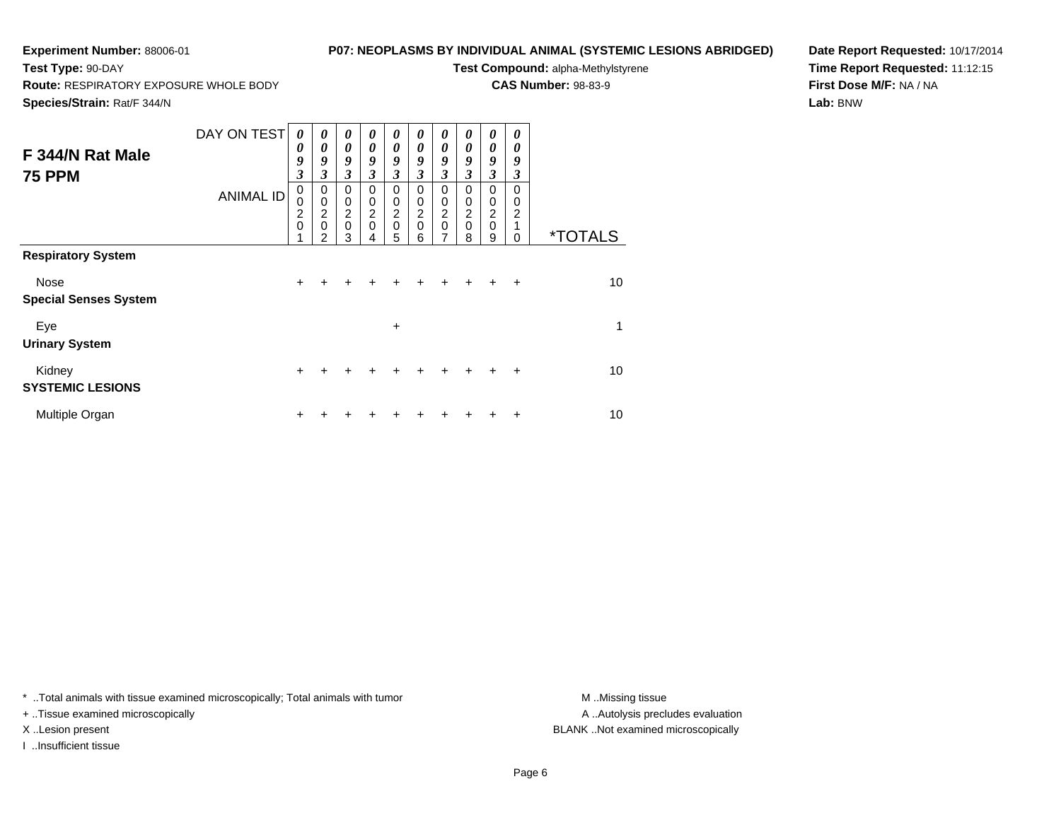**Experiment Number:** 88006-01
**Test Type:** 90-DAY
**Route:** RESPIRATORY EXPOSURE WHOLE BODY
**Species/Strain:** Rat/F 344/N

**P07: NEOPLASMS BY INDIVIDUAL ANIMAL (SYSTEMIC LESIONS ABRIDGED)**
**Test Compound:** alpha-Methylstyrene
**CAS Number:** 98-83-9

**Date Report Requested:** 10/17/2014
**Time Report Requested:** 11:12:15
**First Dose M/F:** NA / NA
**Lab:** BNW

## F 344/N Rat Male 75 PPM

| DAY ON TEST | 0093 | 0093 | 0093 | 0093 | 0093 | 0093 | 0093 | 0093 | 0093 | 0093 | |
|---|---|---|---|---|---|---|---|---|---|---|---|
| ANIMAL ID | 00201 | 00202 | 00203 | 00204 | 00205 | 00206 | 00207 | 00208 | 00209 | 00210 | *TOTALS |
| **Respiratory System** | | | | | | | | | | | |
| Nose | + | + | + | + | + | + | + | + | + | + | 10 |
| **Special Senses System** | | | | | | | | | | | |
| Eye | | | | | + | | | | | | 1 |
| **Urinary System** | | | | | | | | | | | |
| Kidney | + | + | + | + | + | + | + | + | + | + | 10 |
| **SYSTEMIC LESIONS** | | | | | | | | | | | |
| Multiple Organ | + | + | + | + | + | + | + | + | + | + | 10 |

* ..Total animals with tissue examined microscopically; Total animals with tumor
+ ..Tissue examined microscopically
X ..Lesion present
I ..Insufficient tissue

M ..Missing tissue
A ..Autolysis precludes evaluation
BLANK ..Not examined microscopically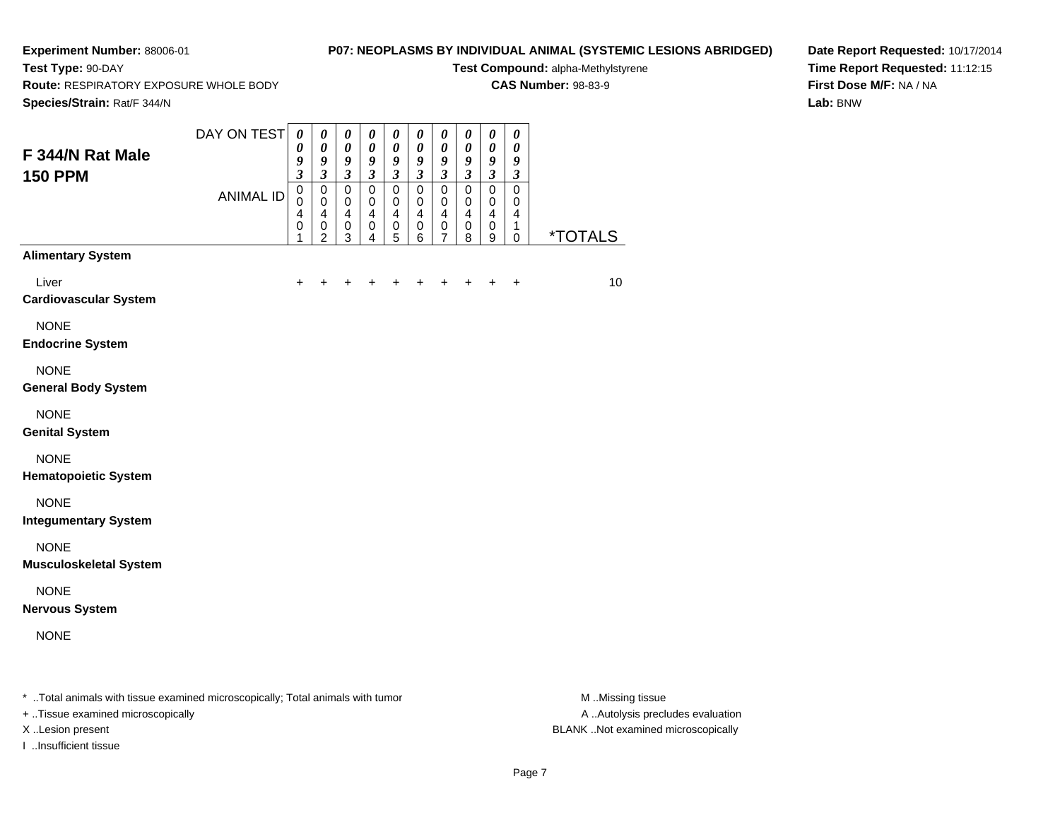**Experiment Number:** 88006-01
**Test Type:** 90-DAY
**Route:** RESPIRATORY EXPOSURE WHOLE BODY
**Species/Strain:** Rat/F 344/N

**P07: NEOPLASMS BY INDIVIDUAL ANIMAL (SYSTEMIC LESIONS ABRIDGED)**
**Test Compound:** alpha-Methylstyrene
**CAS Number:** 98-83-9

**Date Report Requested:** 10/17/2014
**Time Report Requested:** 11:12:15
**First Dose M/F:** NA / NA
**Lab:** BNW

## F 344/N Rat Male 150 PPM

| DAY ON TEST | 0093 | 0093 | 0093 | 0093 | 0093 | 0093 | 0093 | 0093 | 0093 | 0093 | |
|---|---|---|---|---|---|---|---|---|---|---|---|
| ANIMAL ID | 00401 | 00402 | 00403 | 00404 | 00405 | 00406 | 00407 | 00408 | 00409 | 00410 | *TOTALS |
| **Alimentary System** | | | | | | | | | | | |
| Liver | + | + | + | + | + | + | + | + | + | + | 10 |
| **Cardiovascular System** | | | | | | | | | | | |
| NONE | | | | | | | | | | | |
| **Endocrine System** | | | | | | | | | | | |
| NONE | | | | | | | | | | | |
| **General Body System** | | | | | | | | | | | |
| NONE | | | | | | | | | | | |
| **Genital System** | | | | | | | | | | | |
| NONE | | | | | | | | | | | |
| **Hematopoietic System** | | | | | | | | | | | |
| NONE | | | | | | | | | | | |
| **Integumentary System** | | | | | | | | | | | |
| NONE | | | | | | | | | | | |
| **Musculoskeletal System** | | | | | | | | | | | |
| NONE | | | | | | | | | | | |
| **Nervous System** | | | | | | | | | | | |
| NONE | | | | | | | | | | | |

* ..Total animals with tissue examined microscopically; Total animals with tumor
+ ..Tissue examined microscopically
X ..Lesion present
I ..Insufficient tissue

M ..Missing tissue
A ..Autolysis precludes evaluation
BLANK ..Not examined microscopically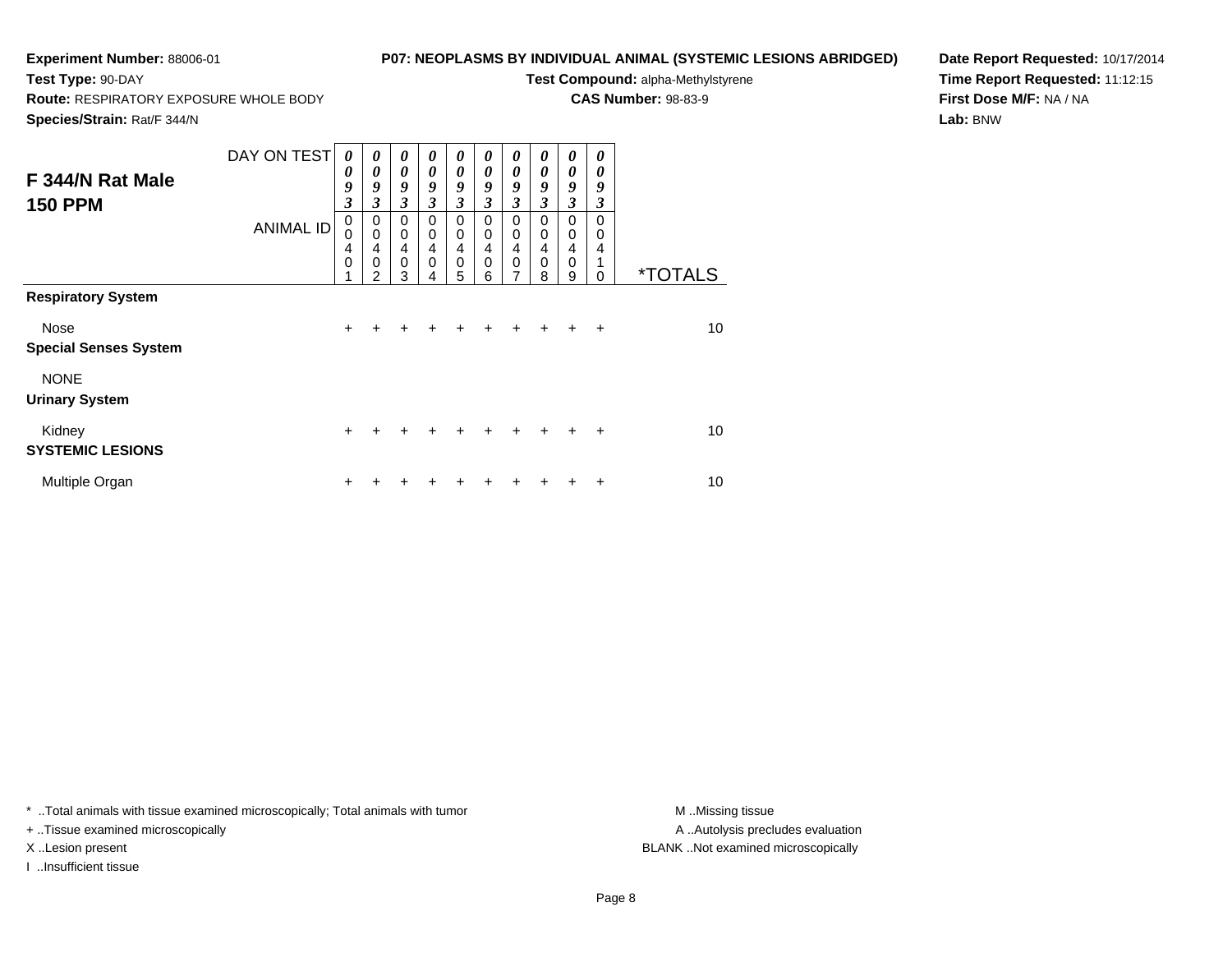**Experiment Number:** 88006-01
**Test Type:** 90-DAY
**Route:** RESPIRATORY EXPOSURE WHOLE BODY
**Species/Strain:** Rat/F 344/N

**P07: NEOPLASMS BY INDIVIDUAL ANIMAL (SYSTEMIC LESIONS ABRIDGED)**
**Test Compound:** alpha-Methylstyrene
**CAS Number:** 98-83-9

**Date Report Requested:** 10/17/2014
**Time Report Requested:** 11:12:15
**First Dose M/F:** NA / NA
**Lab:** BNW

## F 344/N Rat Male 150 PPM

| DAY ON TEST | 0093 | 0093 | 0093 | 0093 | 0093 | 0093 | 0093 | 0093 | 0093 | 0093 | |
|---|---|---|---|---|---|---|---|---|---|---|---|
| ANIMAL ID | 00401 | 00402 | 00403 | 00404 | 00405 | 00406 | 00407 | 00408 | 00409 | 00410 | *TOTALS |
| **Respiratory System** | | | | | | | | | | | |
| Nose | + | + | + | + | + | + | + | + | + | + | 10 |
| **Special Senses System** | | | | | | | | | | | |
| NONE | | | | | | | | | | | |
| **Urinary System** | | | | | | | | | | | |
| Kidney | + | + | + | + | + | + | + | + | + | + | 10 |
| **SYSTEMIC LESIONS** | | | | | | | | | | | |
| Multiple Organ | + | + | + | + | + | + | + | + | + | + | 10 |

* ..Total animals with tissue examined microscopically; Total animals with tumor
+ ..Tissue examined microscopically
X ..Lesion present
I ..Insufficient tissue

M ..Missing tissue
A ..Autolysis precludes evaluation
BLANK ..Not examined microscopically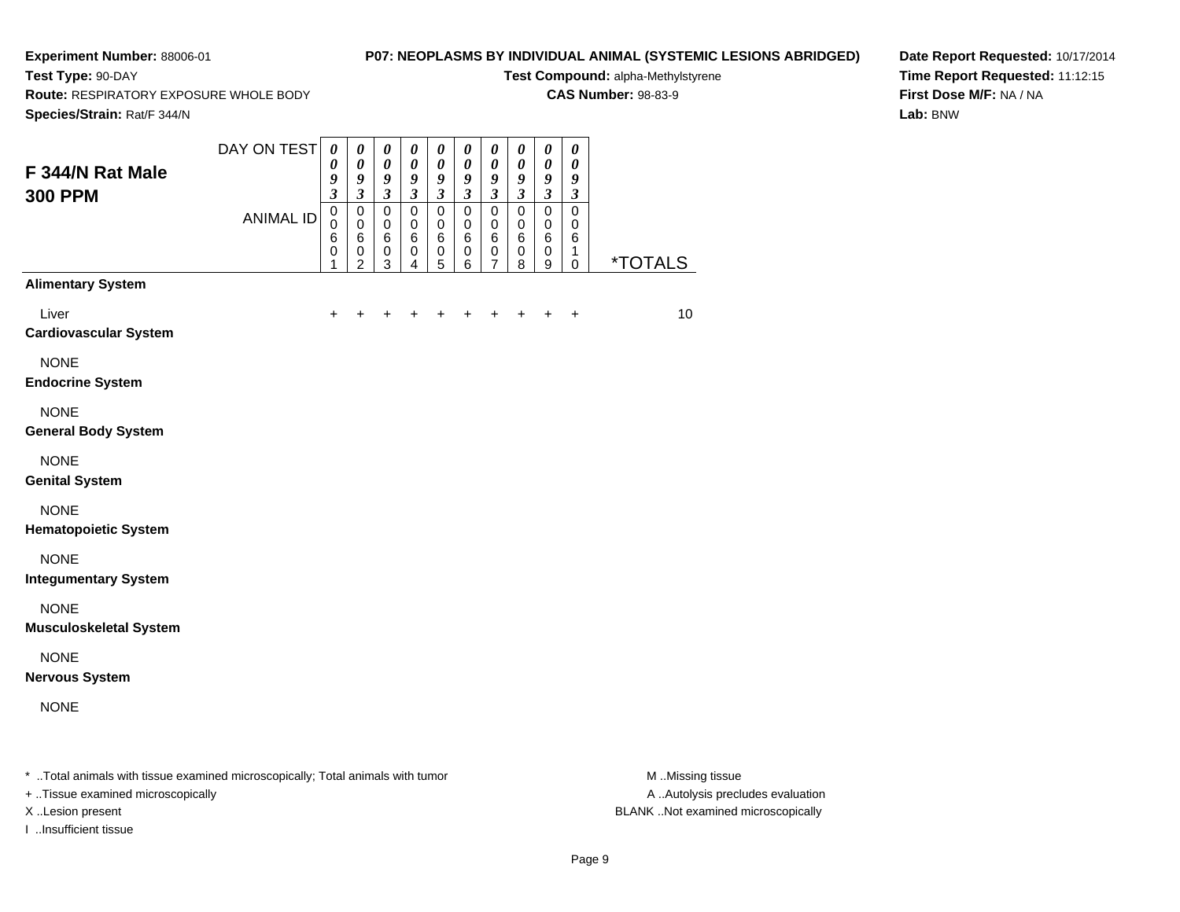**Experiment Number:** 88006-01
**Test Type:** 90-DAY
**Route:** RESPIRATORY EXPOSURE WHOLE BODY
**Species/Strain:** Rat/F 344/N

**P07: NEOPLASMS BY INDIVIDUAL ANIMAL (SYSTEMIC LESIONS ABRIDGED)**
**Test Compound:** alpha-Methylstyrene
**CAS Number:** 98-83-9

**Date Report Requested:** 10/17/2014
**Time Report Requested:** 11:12:15
**First Dose M/F:** NA / NA
**Lab:** BNW

## F 344/N Rat Male 300 PPM

| DAY ON TEST | 0093 | 0093 | 0093 | 0093 | 0093 | 0093 | 0093 | 0093 | 0093 | 0093 | |
|---|---|---|---|---|---|---|---|---|---|---|---|
| ANIMAL ID | 00601 | 00602 | 00603 | 00604 | 00605 | 00606 | 00607 | 00608 | 00609 | 00610 | *TOTALS |
| **Alimentary System** | | | | | | | | | | | |
| Liver | + | + | + | + | + | + | + | + | + | + | 10 |
| **Cardiovascular System** | | | | | | | | | | | |
| NONE | | | | | | | | | | | |
| **Endocrine System** | | | | | | | | | | | |
| NONE | | | | | | | | | | | |
| **General Body System** | | | | | | | | | | | |
| NONE | | | | | | | | | | | |
| **Genital System** | | | | | | | | | | | |
| NONE | | | | | | | | | | | |
| **Hematopoietic System** | | | | | | | | | | | |
| NONE | | | | | | | | | | | |
| **Integumentary System** | | | | | | | | | | | |
| NONE | | | | | | | | | | | |
| **Musculoskeletal System** | | | | | | | | | | | |
| NONE | | | | | | | | | | | |
| **Nervous System** | | | | | | | | | | | |
| NONE | | | | | | | | | | | |

* ..Total animals with tissue examined microscopically; Total animals with tumor
+ ..Tissue examined microscopically
X ..Lesion present
I ..Insufficient tissue

M ..Missing tissue
A ..Autolysis precludes evaluation
BLANK ..Not examined microscopically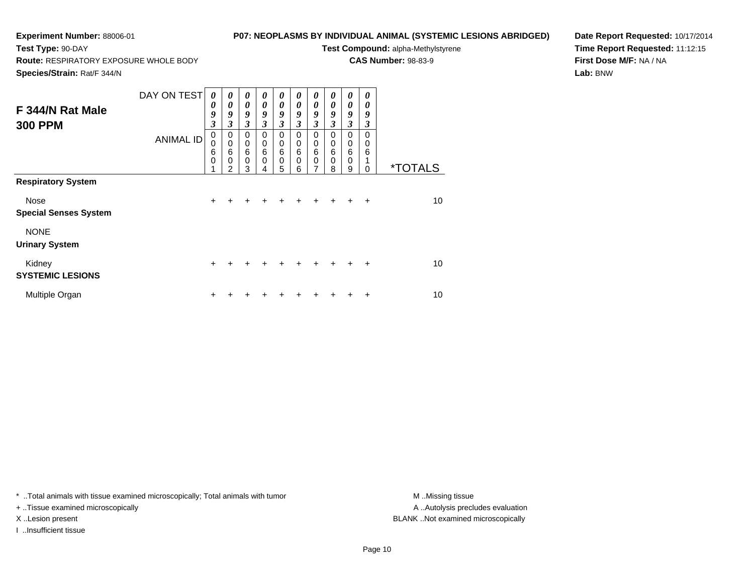**Experiment Number:** 88006-01
**Test Type:** 90-DAY
**Route:** RESPIRATORY EXPOSURE WHOLE BODY
**Species/Strain:** Rat/F 344/N

**P07: NEOPLASMS BY INDIVIDUAL ANIMAL (SYSTEMIC LESIONS ABRIDGED)**
**Test Compound:** alpha-Methylstyrene
**CAS Number:** 98-83-9

**Date Report Requested:** 10/17/2014
**Time Report Requested:** 11:12:15
**First Dose M/F:** NA / NA
**Lab:** BNW

## F 344/N Rat Male 300 PPM

| DAY ON TEST | 0093 | 0093 | 0093 | 0093 | 0093 | 0093 | 0093 | 0093 | 0093 | 0093 | |
|---|---|---|---|---|---|---|---|---|---|---|---|
| **ANIMAL ID** | 00601 | 00602 | 00603 | 00604 | 00605 | 00606 | 00607 | 00608 | 00609 | 00610 | ***TOTALS** |
| **Respiratory System** | | | | | | | | | | | |
| Nose | + | + | + | + | + | + | + | + | + | + | 10 |
| **Special Senses System** | | | | | | | | | | | |
| NONE | | | | | | | | | | | |
| **Urinary System** | | | | | | | | | | | |
| Kidney | + | + | + | + | + | + | + | + | + | + | 10 |
| **SYSTEMIC LESIONS** | | | | | | | | | | | |
| Multiple Organ | + | + | + | + | + | + | + | + | + | + | 10 |

* ..Total animals with tissue examined microscopically; Total animals with tumor
+ ..Tissue examined microscopically
X ..Lesion present
I ..Insufficient tissue

M ..Missing tissue
A ..Autolysis precludes evaluation
BLANK ..Not examined microscopically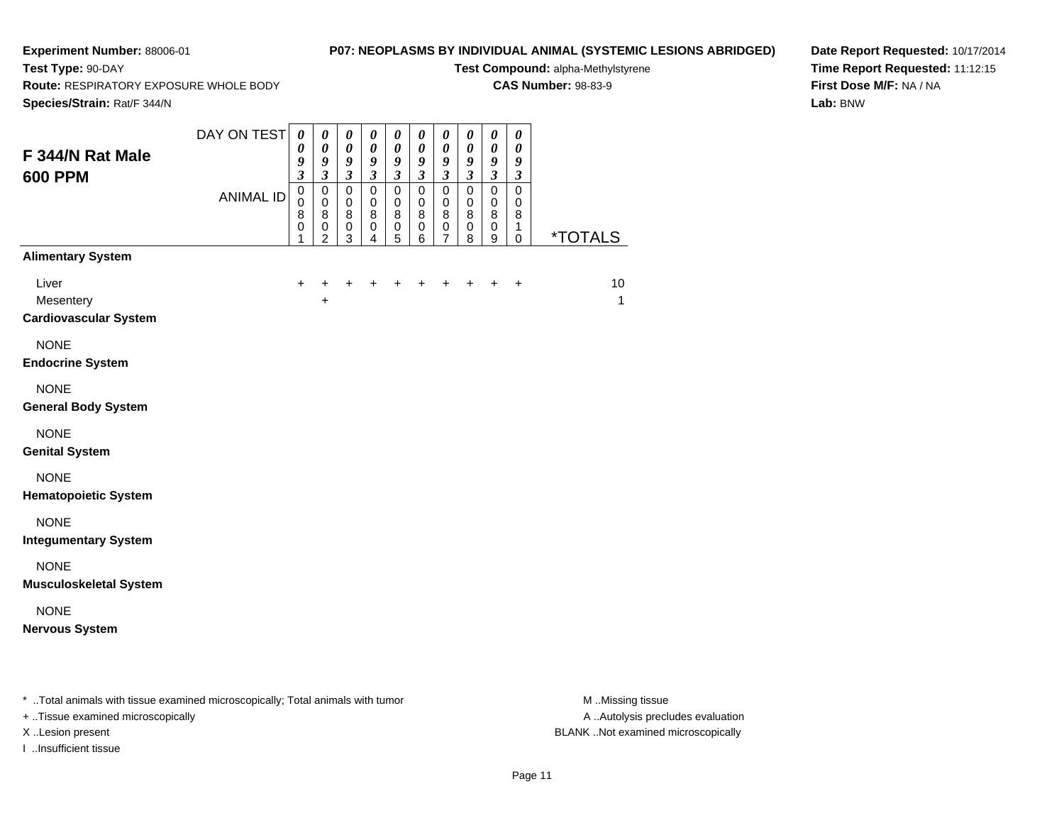**Experiment Number:** 88006-01
**Test Type:** 90-DAY
**Route:** RESPIRATORY EXPOSURE WHOLE BODY
**Species/Strain:** Rat/F 344/N

**P07: NEOPLASMS BY INDIVIDUAL ANIMAL (SYSTEMIC LESIONS ABRIDGED)**
**Test Compound:** alpha-Methylstyrene
**CAS Number:** 98-83-9

**Date Report Requested:** 10/17/2014
**Time Report Requested:** 11:12:15
**First Dose M/F:** NA / NA
**Lab:** BNW

## F 344/N Rat Male 600 PPM

| DAY ON TEST | 0093 | 0093 | 0093 | 0093 | 0093 | 0093 | 0093 | 0093 | 0093 | 0093 | |
|---|---|---|---|---|---|---|---|---|---|---|---|
| ANIMAL ID | 00801 | 00802 | 00803 | 00804 | 00805 | 00806 | 00807 | 00808 | 00809 | 00810 | *TOTALS |
| **Alimentary System** | | | | | | | | | | | |
| Liver | + | + | + | + | + | + | + | + | + | + | 10 |
| Mesentery | | + | | | | | | | | | 1 |
| **Cardiovascular System** | | | | | | | | | | | |
| NONE | | | | | | | | | | | |
| **Endocrine System** | | | | | | | | | | | |
| NONE | | | | | | | | | | | |
| **General Body System** | | | | | | | | | | | |
| NONE | | | | | | | | | | | |
| **Genital System** | | | | | | | | | | | |
| NONE | | | | | | | | | | | |
| **Hematopoietic System** | | | | | | | | | | | |
| NONE | | | | | | | | | | | |
| **Integumentary System** | | | | | | | | | | | |
| NONE | | | | | | | | | | | |
| **Musculoskeletal System** | | | | | | | | | | | |
| NONE | | | | | | | | | | | |
| **Nervous System** | | | | | | | | | | | |

* ..Total animals with tissue examined microscopically; Total animals with tumor
+ ..Tissue examined microscopically
X ..Lesion present
I ..Insufficient tissue

M ..Missing tissue
A ..Autolysis precludes evaluation
BLANK ..Not examined microscopically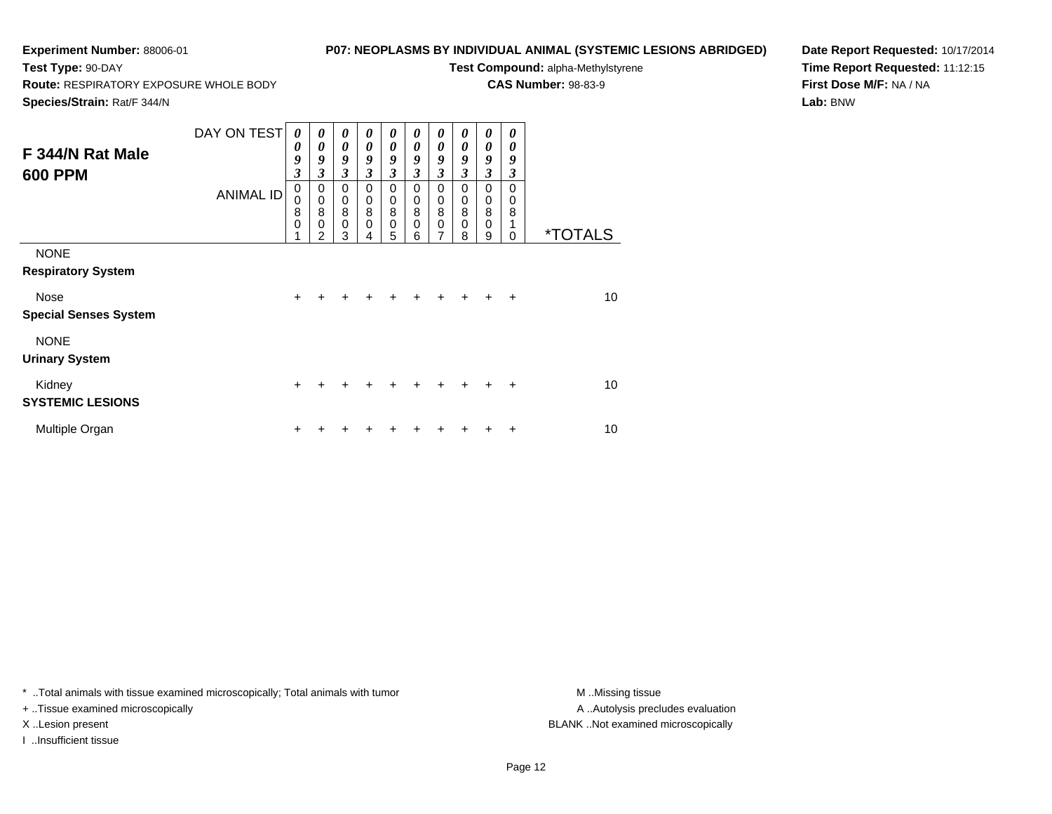**Experiment Number:** 88006-01
**Test Type:** 90-DAY
**Route:** RESPIRATORY EXPOSURE WHOLE BODY
**Species/Strain:** Rat/F 344/N

**P07: NEOPLASMS BY INDIVIDUAL ANIMAL (SYSTEMIC LESIONS ABRIDGED)**
**Test Compound:** alpha-Methylstyrene
**CAS Number:** 98-83-9

**Date Report Requested:** 10/17/2014
**Time Report Requested:** 11:12:15
**First Dose M/F:** NA / NA
**Lab:** BNW

## F 344/N Rat Male 600 PPM

| DAY ON TEST | 0093 | 0093 | 0093 | 0093 | 0093 | 0093 | 0093 | 0093 | 0093 | 0093 | |
|---|---|---|---|---|---|---|---|---|---|---|---|
| ANIMAL ID | 00801 | 00802 | 00803 | 00804 | 00805 | 00806 | 00807 | 00808 | 00809 | 00810 | *TOTALS |
| NONE | | | | | | | | | | | |
| **Respiratory System** | | | | | | | | | | | |
| Nose | + | + | + | + | + | + | + | + | + | + | 10 |
| **Special Senses System** | | | | | | | | | | | |
| NONE | | | | | | | | | | | |
| **Urinary System** | | | | | | | | | | | |
| Kidney | + | + | + | + | + | + | + | + | + | + | 10 |
| **SYSTEMIC LESIONS** | | | | | | | | | | | |
| Multiple Organ | + | + | + | + | + | + | + | + | + | + | 10 |

\* ..Total animals with tissue examined microscopically; Total animals with tumor
\+ ..Tissue examined microscopically
X ..Lesion present
I ..Insufficient tissue

M ..Missing tissue
A ..Autolysis precludes evaluation
BLANK ..Not examined microscopically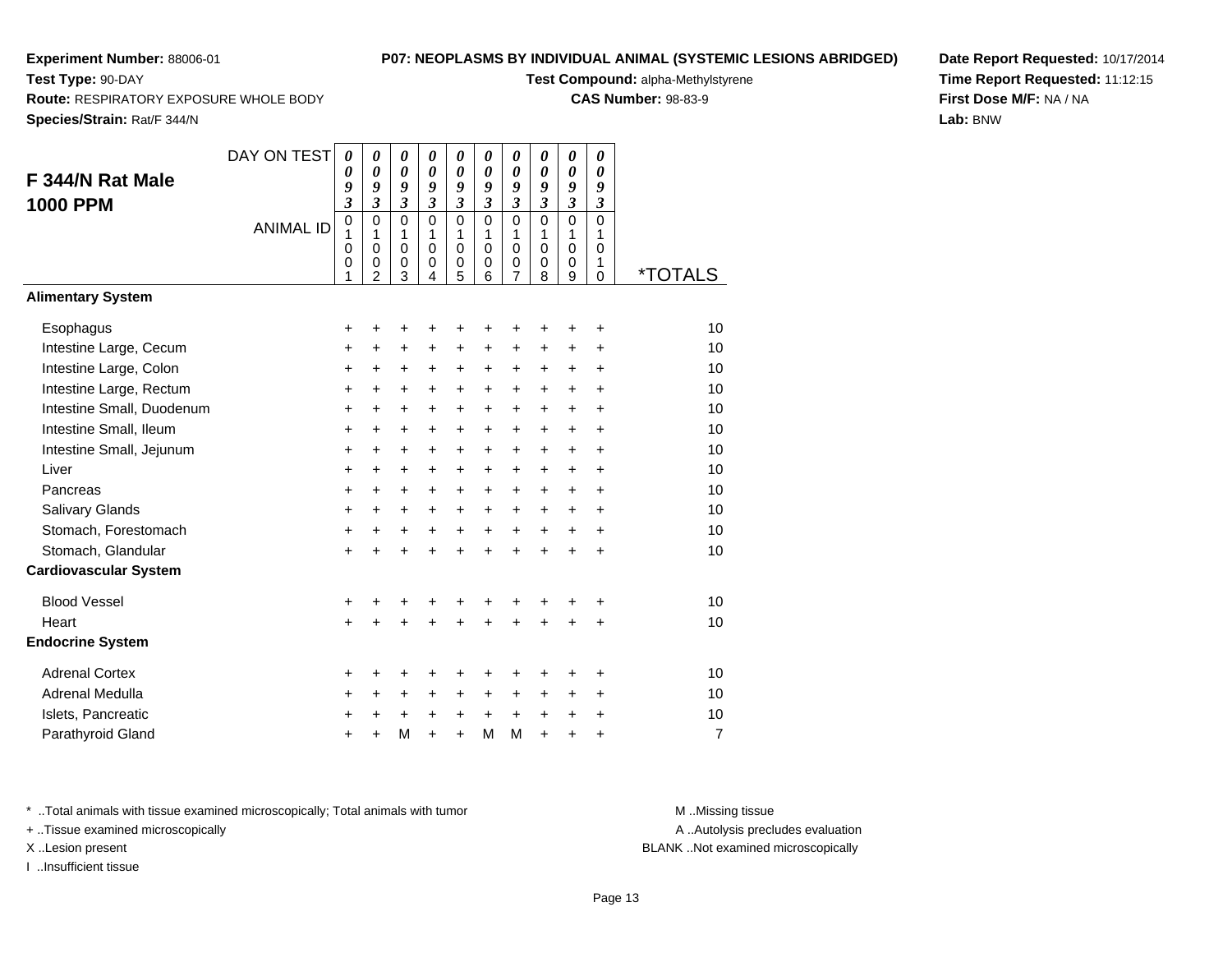**Experiment Number:** 88006-01
**Test Type:** 90-DAY
**Route:** RESPIRATORY EXPOSURE WHOLE BODY
**Species/Strain:** Rat/F 344/N

**P07: NEOPLASMS BY INDIVIDUAL ANIMAL (SYSTEMIC LESIONS ABRIDGED)**
**Test Compound:** alpha-Methylstyrene
**CAS Number:** 98-83-9

**Date Report Requested:** 10/17/2014
**Time Report Requested:** 11:12:15
**First Dose M/F:** NA / NA
**Lab:** BNW

## F 344/N Rat Male 1000 PPM

| DAY ON TEST | 0093 | 0093 | 0093 | 0093 | 0093 | 0093 | 0093 | 0093 | 0093 | 0093 | |
|---|---|---|---|---|---|---|---|---|---|---|---|
| ANIMAL ID | 01001 | 01002 | 01003 | 01004 | 01005 | 01006 | 01007 | 01008 | 01009 | 01010 | *TOTALS |
| **Alimentary System** | | | | | | | | | | | |
| Esophagus | + | + | + | + | + | + | + | + | + | + | 10 |
| Intestine Large, Cecum | + | + | + | + | + | + | + | + | + | + | 10 |
| Intestine Large, Colon | + | + | + | + | + | + | + | + | + | + | 10 |
| Intestine Large, Rectum | + | + | + | + | + | + | + | + | + | + | 10 |
| Intestine Small, Duodenum | + | + | + | + | + | + | + | + | + | + | 10 |
| Intestine Small, Ileum | + | + | + | + | + | + | + | + | + | + | 10 |
| Intestine Small, Jejunum | + | + | + | + | + | + | + | + | + | + | 10 |
| Liver | + | + | + | + | + | + | + | + | + | + | 10 |
| Pancreas | + | + | + | + | + | + | + | + | + | + | 10 |
| Salivary Glands | + | + | + | + | + | + | + | + | + | + | 10 |
| Stomach, Forestomach | + | + | + | + | + | + | + | + | + | + | 10 |
| Stomach, Glandular | + | + | + | + | + | + | + | + | + | + | 10 |
| **Cardiovascular System** | | | | | | | | | | | |
| Blood Vessel | + | + | + | + | + | + | + | + | + | + | 10 |
| Heart | + | + | + | + | + | + | + | + | + | + | 10 |
| **Endocrine System** | | | | | | | | | | | |
| Adrenal Cortex | + | + | + | + | + | + | + | + | + | + | 10 |
| Adrenal Medulla | + | + | + | + | + | + | + | + | + | + | 10 |
| Islets, Pancreatic | + | + | + | + | + | + | + | + | + | + | 10 |
| Parathyroid Gland | + | + | M | + | + | M | M | + | + | + | 7 |

\* ..Total animals with tissue examined microscopically; Total animals with tumor
\+ ..Tissue examined microscopically
X ..Lesion present
I ..Insufficient tissue

M ..Missing tissue
A ..Autolysis precludes evaluation
BLANK ..Not examined microscopically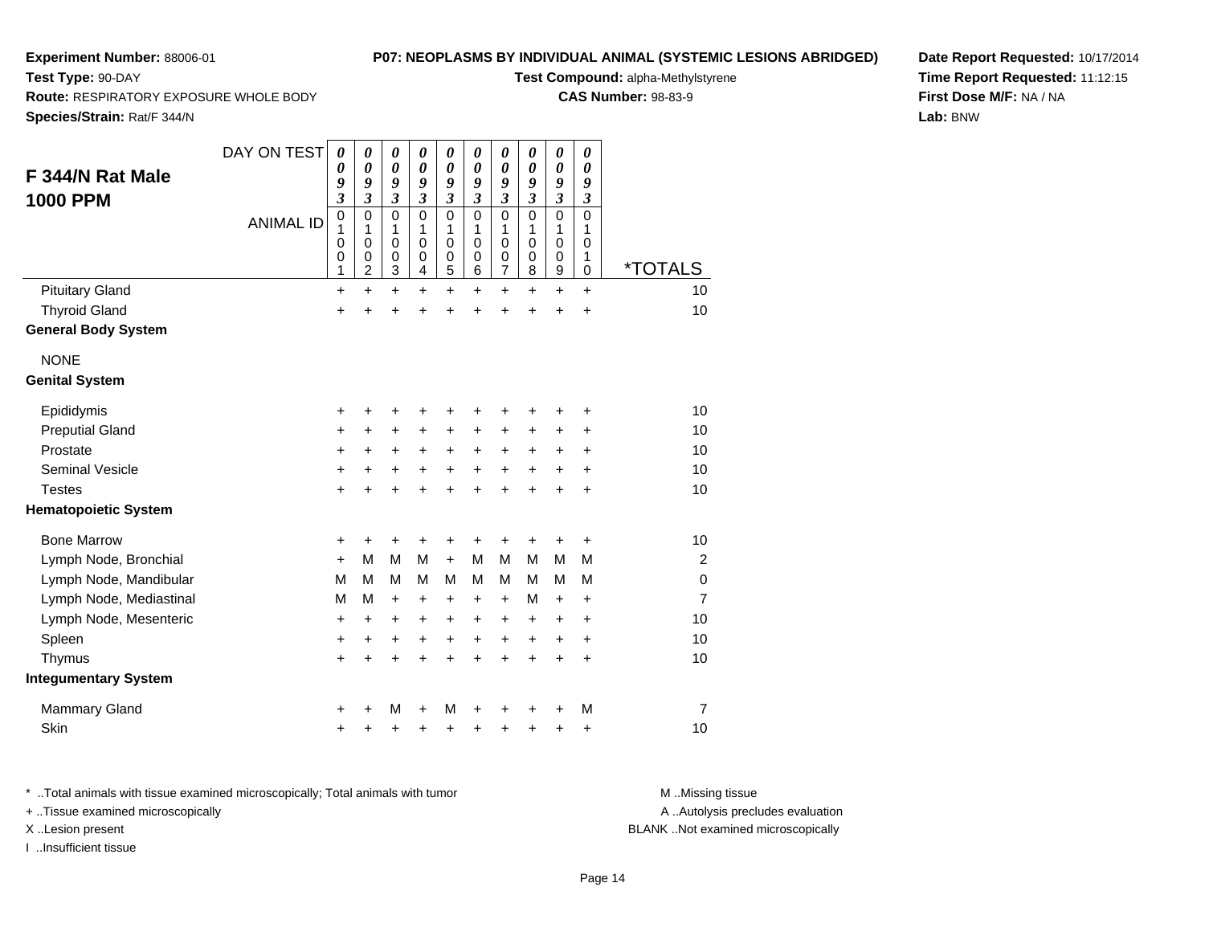**Experiment Number:** 88006-01
**Test Type:** 90-DAY
**Route:** RESPIRATORY EXPOSURE WHOLE BODY
**Species/Strain:** Rat/F 344/N

**P07: NEOPLASMS BY INDIVIDUAL ANIMAL (SYSTEMIC LESIONS ABRIDGED)**
**Test Compound:** alpha-Methylstyrene
**CAS Number:** 98-83-9

**Date Report Requested:** 10/17/2014
**Time Report Requested:** 11:12:15
**First Dose M/F:** NA / NA
**Lab:** BNW

## F 344/N Rat Male 1000 PPM

| DAY ON TEST | 0093 | 0093 | 0093 | 0093 | 0093 | 0093 | 0093 | 0093 | 0093 | 0093 | |
|---|---|---|---|---|---|---|---|---|---|---|---|
| ANIMAL ID | 01001 | 01002 | 01003 | 01004 | 01005 | 01006 | 01007 | 01008 | 01009 | 01010 | *TOTALS |
| Pituitary Gland | + | + | + | + | + | + | + | + | + | + | 10 |
| Thyroid Gland | + | + | + | + | + | + | + | + | + | + | 10 |
| **General Body System** | | | | | | | | | | | |
| NONE | | | | | | | | | | | |
| **Genital System** | | | | | | | | | | | |
| Epididymis | + | + | + | + | + | + | + | + | + | + | 10 |
| Preputial Gland | + | + | + | + | + | + | + | + | + | + | 10 |
| Prostate | + | + | + | + | + | + | + | + | + | + | 10 |
| Seminal Vesicle | + | + | + | + | + | + | + | + | + | + | 10 |
| Testes | + | + | + | + | + | + | + | + | + | + | 10 |
| **Hematopoietic System** | | | | | | | | | | | |
| Bone Marrow | + | + | + | + | + | + | + | + | + | + | 10 |
| Lymph Node, Bronchial | + | M | M | M | + | M | M | M | M | M | 2 |
| Lymph Node, Mandibular | M | M | M | M | M | M | M | M | M | M | 0 |
| Lymph Node, Mediastinal | M | M | + | + | + | + | + | M | + | + | 7 |
| Lymph Node, Mesenteric | + | + | + | + | + | + | + | + | + | + | 10 |
| Spleen | + | + | + | + | + | + | + | + | + | + | 10 |
| Thymus | + | + | + | + | + | + | + | + | + | + | 10 |
| **Integumentary System** | | | | | | | | | | | |
| Mammary Gland | + | + | M | + | M | + | + | + | + | M | 7 |
| Skin | + | + | + | + | + | + | + | + | + | + | 10 |

* ..Total animals with tissue examined microscopically; Total animals with tumor
+ ..Tissue examined microscopically
X ..Lesion present
I ..Insufficient tissue

M ..Missing tissue
A ..Autolysis precludes evaluation
BLANK ..Not examined microscopically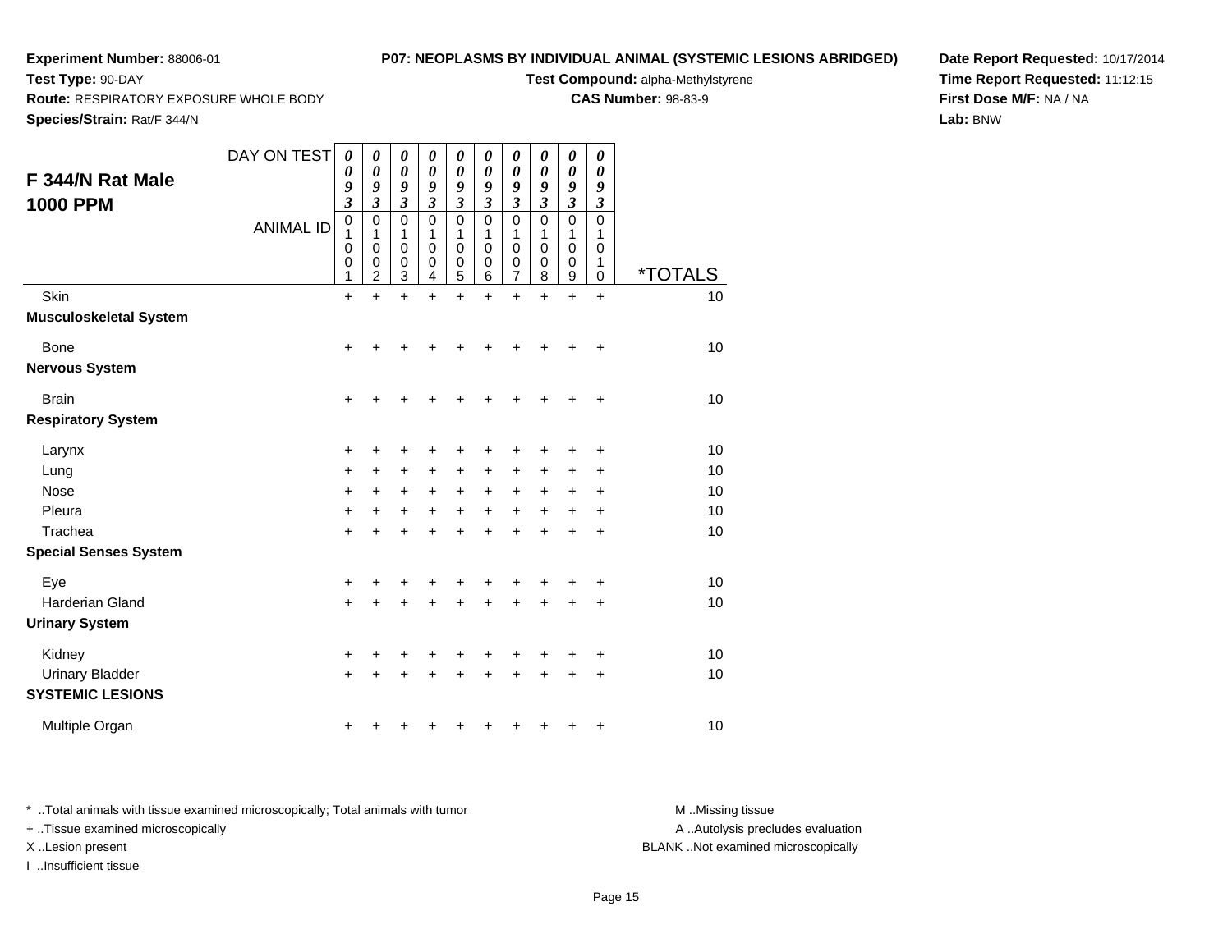**Experiment Number:** 88006-01
**Test Type:** 90-DAY
**Route:** RESPIRATORY EXPOSURE WHOLE BODY
**Species/Strain:** Rat/F 344/N

**P07: NEOPLASMS BY INDIVIDUAL ANIMAL (SYSTEMIC LESIONS ABRIDGED)**
**Test Compound:** alpha-Methylstyrene
**CAS Number:** 98-83-9

**Date Report Requested:** 10/17/2014
**Time Report Requested:** 11:12:15
**First Dose M/F:** NA / NA
**Lab:** BNW

## F 344/N Rat Male 1000 PPM

| DAY ON TEST | 0093 | 0093 | 0093 | 0093 | 0093 | 0093 | 0093 | 0093 | 0093 | 0093 | |
|---|---|---|---|---|---|---|---|---|---|---|---|
| ANIMAL ID | 01001 | 01002 | 01003 | 01004 | 01005 | 01006 | 01007 | 01008 | 01009 | 01010 | *TOTALS |
| Skin | + | + | + | + | + | + | + | + | + | + | 10 |
| **Musculoskeletal System** | | | | | | | | | | | |
| Bone | + | + | + | + | + | + | + | + | + | + | 10 |
| **Nervous System** | | | | | | | | | | | |
| Brain | + | + | + | + | + | + | + | + | + | + | 10 |
| **Respiratory System** | | | | | | | | | | | |
| Larynx | + | + | + | + | + | + | + | + | + | + | 10 |
| Lung | + | + | + | + | + | + | + | + | + | + | 10 |
| Nose | + | + | + | + | + | + | + | + | + | + | 10 |
| Pleura | + | + | + | + | + | + | + | + | + | + | 10 |
| Trachea | + | + | + | + | + | + | + | + | + | + | 10 |
| **Special Senses System** | | | | | | | | | | | |
| Eye | + | + | + | + | + | + | + | + | + | + | 10 |
| Harderian Gland | + | + | + | + | + | + | + | + | + | + | 10 |
| **Urinary System** | | | | | | | | | | | |
| Kidney | + | + | + | + | + | + | + | + | + | + | 10 |
| Urinary Bladder | + | + | + | + | + | + | + | + | + | + | 10 |
| **SYSTEMIC LESIONS** | | | | | | | | | | | |
| Multiple Organ | + | + | + | + | + | + | + | + | + | + | 10 |

* ..Total animals with tissue examined microscopically; Total animals with tumor
+ ..Tissue examined microscopically
X ..Lesion present
I ..Insufficient tissue

M ..Missing tissue
A ..Autolysis precludes evaluation
BLANK ..Not examined microscopically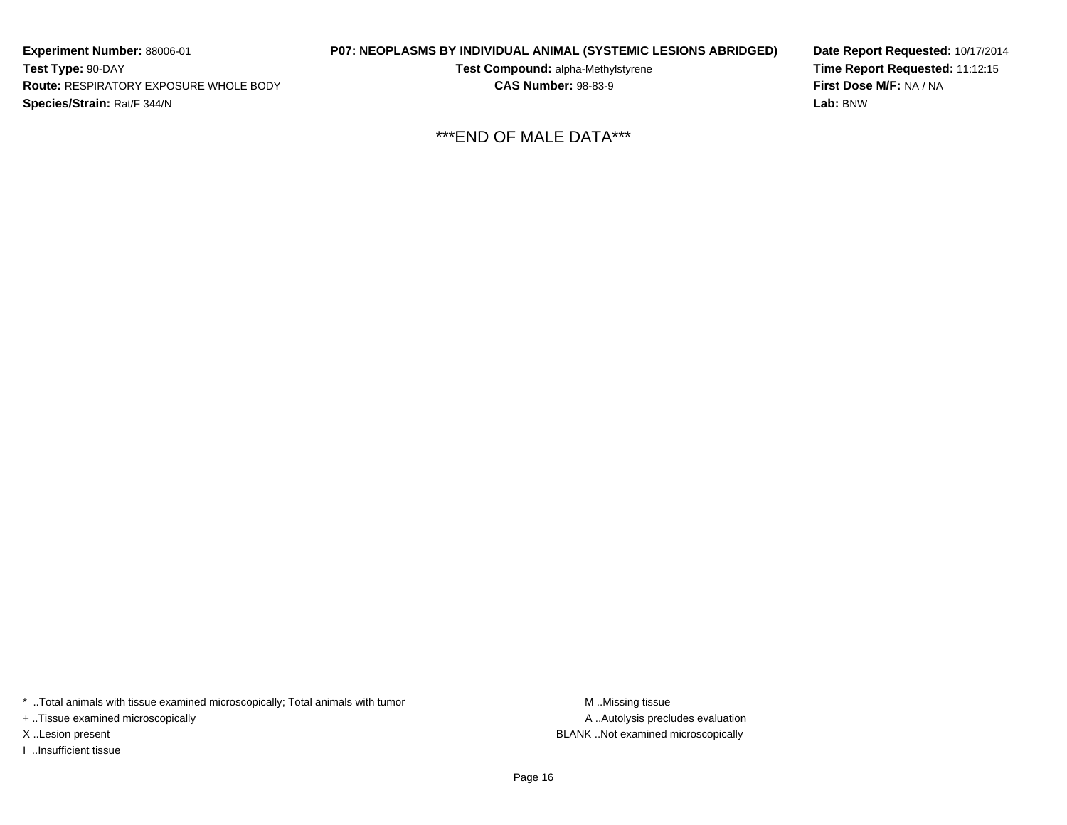**Experiment Number:** 88006-01
**Test Type:** 90-DAY
**Route:** RESPIRATORY EXPOSURE WHOLE BODY
**Species/Strain:** Rat/F 344/N

**P07: NEOPLASMS BY INDIVIDUAL ANIMAL (SYSTEMIC LESIONS ABRIDGED)**
**Test Compound:** alpha-Methylstyrene
**CAS Number:** 98-83-9

**Date Report Requested:** 10/17/2014
**Time Report Requested:** 11:12:15
**First Dose M/F:** NA / NA
**Lab:** BNW

***END OF MALE DATA***

\* ..Total animals with tissue examined microscopically; Total animals with tumor
+ ..Tissue examined microscopically
X ..Lesion present
I ..Insufficient tissue

M ..Missing tissue
A ..Autolysis precludes evaluation
BLANK ..Not examined microscopically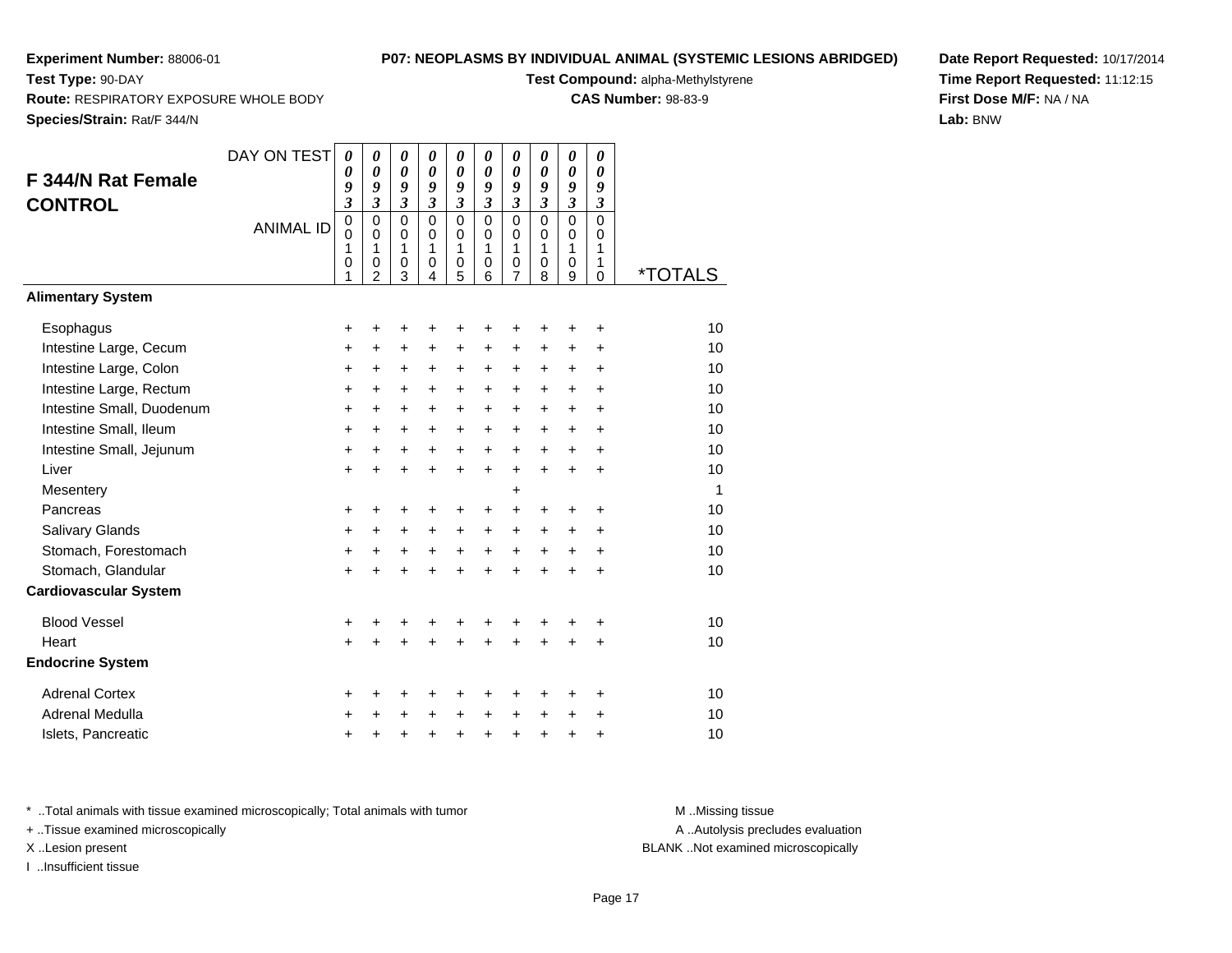**Experiment Number:** 88006-01

**Test Type:** 90-DAY

**Route:** RESPIRATORY EXPOSURE WHOLE BODY

**Species/Strain:** Rat/F 344/N

**P07: NEOPLASMS BY INDIVIDUAL ANIMAL (SYSTEMIC LESIONS ABRIDGED)**

**Test Compound:** alpha-Methylstyrene

**CAS Number:** 98-83-9

**Date Report Requested:** 10/17/2014

**Time Report Requested:** 11:12:15

**First Dose M/F:** NA / NA

**Lab:** BNW

## F 344/N Rat Female CONTROL

| DAY ON TEST | 0093 | 0093 | 0093 | 0093 | 0093 | 0093 | 0093 | 0093 | 0093 | 0093 | |
|---|---|---|---|---|---|---|---|---|---|---|---|
| ANIMAL ID | 00101 | 00102 | 00103 | 00104 | 00105 | 00106 | 00107 | 00108 | 00109 | 00110 | *TOTALS |
| **Alimentary System** | | | | | | | | | | | |
| Esophagus | + | + | + | + | + | + | + | + | + | + | 10 |
| Intestine Large, Cecum | + | + | + | + | + | + | + | + | + | + | 10 |
| Intestine Large, Colon | + | + | + | + | + | + | + | + | + | + | 10 |
| Intestine Large, Rectum | + | + | + | + | + | + | + | + | + | + | 10 |
| Intestine Small, Duodenum | + | + | + | + | + | + | + | + | + | + | 10 |
| Intestine Small, Ileum | + | + | + | + | + | + | + | + | + | + | 10 |
| Intestine Small, Jejunum | + | + | + | + | + | + | + | + | + | + | 10 |
| Liver | + | + | + | + | + | + | + | + | + | + | 10 |
| Mesentery | | | | | | | + | | | | 1 |
| Pancreas | + | + | + | + | + | + | + | + | + | + | 10 |
| Salivary Glands | + | + | + | + | + | + | + | + | + | + | 10 |
| Stomach, Forestomach | + | + | + | + | + | + | + | + | + | + | 10 |
| Stomach, Glandular | + | + | + | + | + | + | + | + | + | + | 10 |
| **Cardiovascular System** | | | | | | | | | | | |
| Blood Vessel | + | + | + | + | + | + | + | + | + | + | 10 |
| Heart | + | + | + | + | + | + | + | + | + | + | 10 |
| **Endocrine System** | | | | | | | | | | | |
| Adrenal Cortex | + | + | + | + | + | + | + | + | + | + | 10 |
| Adrenal Medulla | + | + | + | + | + | + | + | + | + | + | 10 |
| Islets, Pancreatic | + | + | + | + | + | + | + | + | + | + | 10 |

* ..Total animals with tissue examined microscopically; Total animals with tumor

+ ..Tissue examined microscopically

X ..Lesion present

I ..Insufficient tissue

M ..Missing tissue

A ..Autolysis precludes evaluation

BLANK ..Not examined microscopically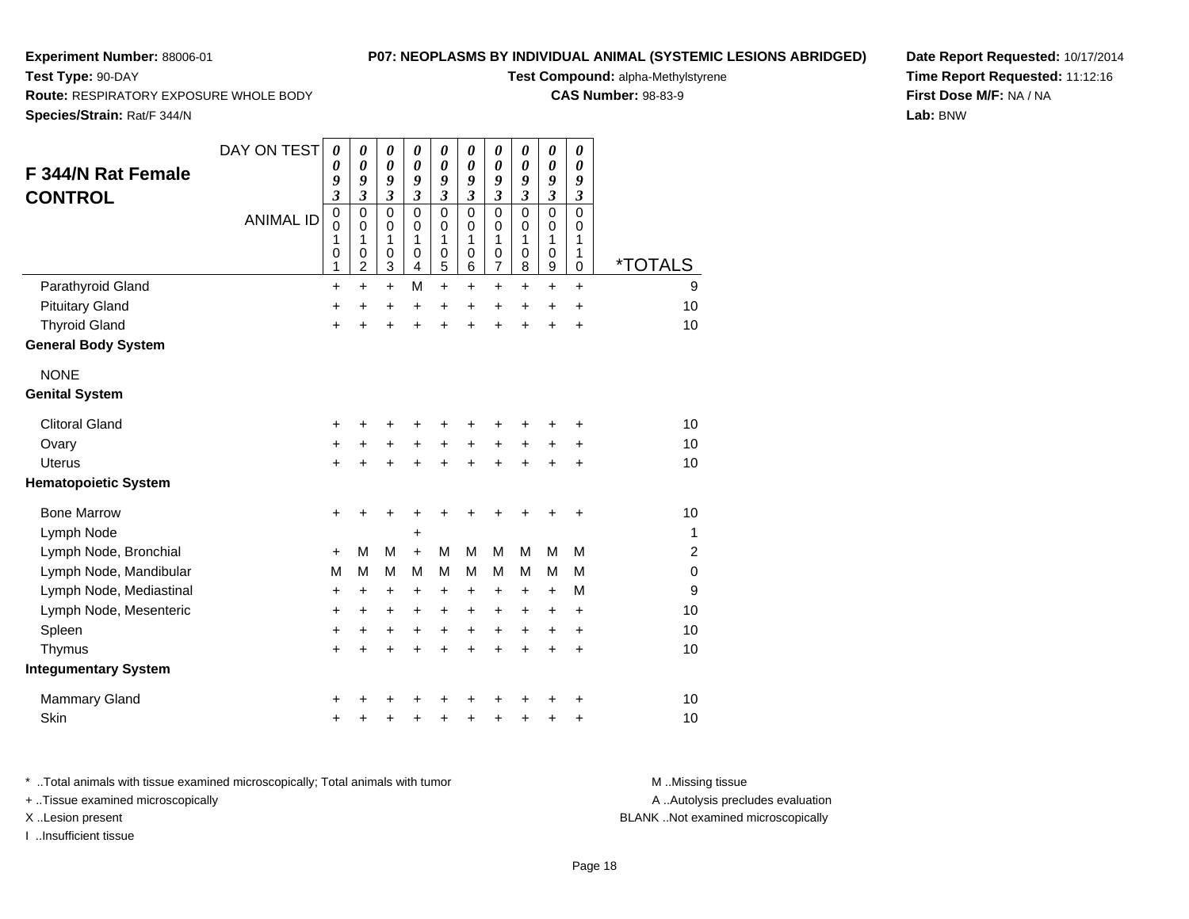**Experiment Number:** 88006-01
**Test Type:** 90-DAY
**Route:** RESPIRATORY EXPOSURE WHOLE BODY
**Species/Strain:** Rat/F 344/N

**P07: NEOPLASMS BY INDIVIDUAL ANIMAL (SYSTEMIC LESIONS ABRIDGED)**
**Test Compound:** alpha-Methylstyrene
**CAS Number:** 98-83-9

**Date Report Requested:** 10/17/2014
**Time Report Requested:** 11:12:16
**First Dose M/F:** NA / NA
**Lab:** BNW

## F 344/N Rat Female CONTROL

| DAY ON TEST | 0093 | 0093 | 0093 | 0093 | 0093 | 0093 | 0093 | 0093 | 0093 | 0093 | |
|---|---|---|---|---|---|---|---|---|---|---|---|
| ANIMAL ID | 00101 | 00102 | 00103 | 00104 | 00105 | 00106 | 00107 | 00108 | 00109 | 00110 | *TOTALS |
| Parathyroid Gland | + | + | + | M | + | + | + | + | + | + | 9 |
| Pituitary Gland | + | + | + | + | + | + | + | + | + | + | 10 |
| Thyroid Gland | + | + | + | + | + | + | + | + | + | + | 10 |
| **General Body System** | | | | | | | | | | | |
| NONE | | | | | | | | | | | |
| **Genital System** | | | | | | | | | | | |
| Clitoral Gland | + | + | + | + | + | + | + | + | + | + | 10 |
| Ovary | + | + | + | + | + | + | + | + | + | + | 10 |
| Uterus | + | + | + | + | + | + | + | + | + | + | 10 |
| **Hematopoietic System** | | | | | | | | | | | |
| Bone Marrow | + | + | + | + | + | + | + | + | + | + | 10 |
| Lymph Node | | | | + | | | | | | | 1 |
| Lymph Node, Bronchial | + | M | M | + | M | M | M | M | M | M | 2 |
| Lymph Node, Mandibular | M | M | M | M | M | M | M | M | M | M | 0 |
| Lymph Node, Mediastinal | + | + | + | + | + | + | + | + | + | M | 9 |
| Lymph Node, Mesenteric | + | + | + | + | + | + | + | + | + | + | 10 |
| Spleen | + | + | + | + | + | + | + | + | + | + | 10 |
| Thymus | + | + | + | + | + | + | + | + | + | + | 10 |
| **Integumentary System** | | | | | | | | | | | |
| Mammary Gland | + | + | + | + | + | + | + | + | + | + | 10 |
| Skin | + | + | + | + | + | + | + | + | + | + | 10 |

\* ..Total animals with tissue examined microscopically; Total animals with tumor
\+ ..Tissue examined microscopically
X ..Lesion present
I ..Insufficient tissue

M ..Missing tissue
A ..Autolysis precludes evaluation
BLANK ..Not examined microscopically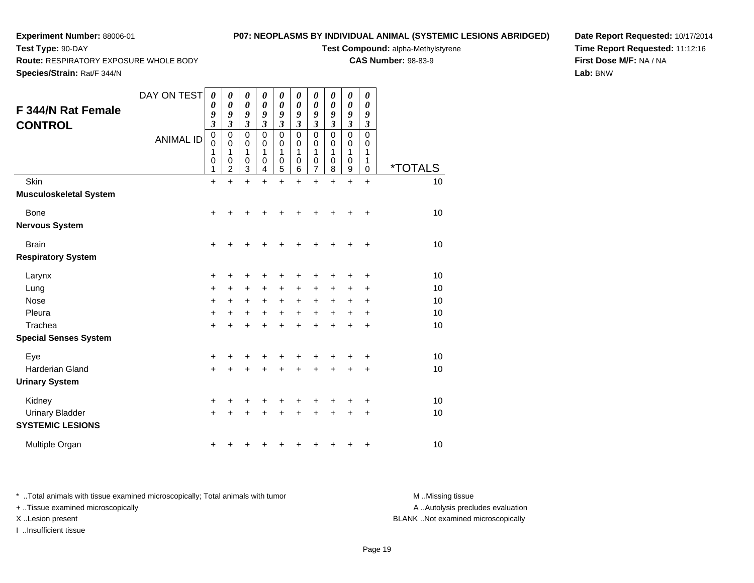**Experiment Number:** 88006-01
**Test Type:** 90-DAY
**Route:** RESPIRATORY EXPOSURE WHOLE BODY
**Species/Strain:** Rat/F 344/N

**P07: NEOPLASMS BY INDIVIDUAL ANIMAL (SYSTEMIC LESIONS ABRIDGED)**
**Test Compound:** alpha-Methylstyrene
**CAS Number:** 98-83-9

**Date Report Requested:** 10/17/2014
**Time Report Requested:** 11:12:16
**First Dose M/F:** NA / NA
**Lab:** BNW

## F 344/N Rat Female CONTROL

| DAY ON TEST | 0093 | 0093 | 0093 | 0093 | 0093 | 0093 | 0093 | 0093 | 0093 | 0093 | |
|---|---|---|---|---|---|---|---|---|---|---|---|
| ANIMAL ID | 00101 | 00102 | 00103 | 00104 | 00105 | 00106 | 00107 | 00108 | 00109 | 00110 | *TOTALS |
| Skin | + | + | + | + | + | + | + | + | + | + | 10 |
| **Musculoskeletal System** | | | | | | | | | | | |
| Bone | + | + | + | + | + | + | + | + | + | + | 10 |
| **Nervous System** | | | | | | | | | | | |
| Brain | + | + | + | + | + | + | + | + | + | + | 10 |
| **Respiratory System** | | | | | | | | | | | |
| Larynx | + | + | + | + | + | + | + | + | + | + | 10 |
| Lung | + | + | + | + | + | + | + | + | + | + | 10 |
| Nose | + | + | + | + | + | + | + | + | + | + | 10 |
| Pleura | + | + | + | + | + | + | + | + | + | + | 10 |
| Trachea | + | + | + | + | + | + | + | + | + | + | 10 |
| **Special Senses System** | | | | | | | | | | | |
| Eye | + | + | + | + | + | + | + | + | + | + | 10 |
| Harderian Gland | + | + | + | + | + | + | + | + | + | + | 10 |
| **Urinary System** | | | | | | | | | | | |
| Kidney | + | + | + | + | + | + | + | + | + | + | 10 |
| Urinary Bladder | + | + | + | + | + | + | + | + | + | + | 10 |
| **SYSTEMIC LESIONS** | | | | | | | | | | | |
| Multiple Organ | + | + | + | + | + | + | + | + | + | + | 10 |

* ..Total animals with tissue examined microscopically; Total animals with tumor
+ ..Tissue examined microscopically
X ..Lesion present
I ..Insufficient tissue

M ..Missing tissue
A ..Autolysis precludes evaluation
BLANK ..Not examined microscopically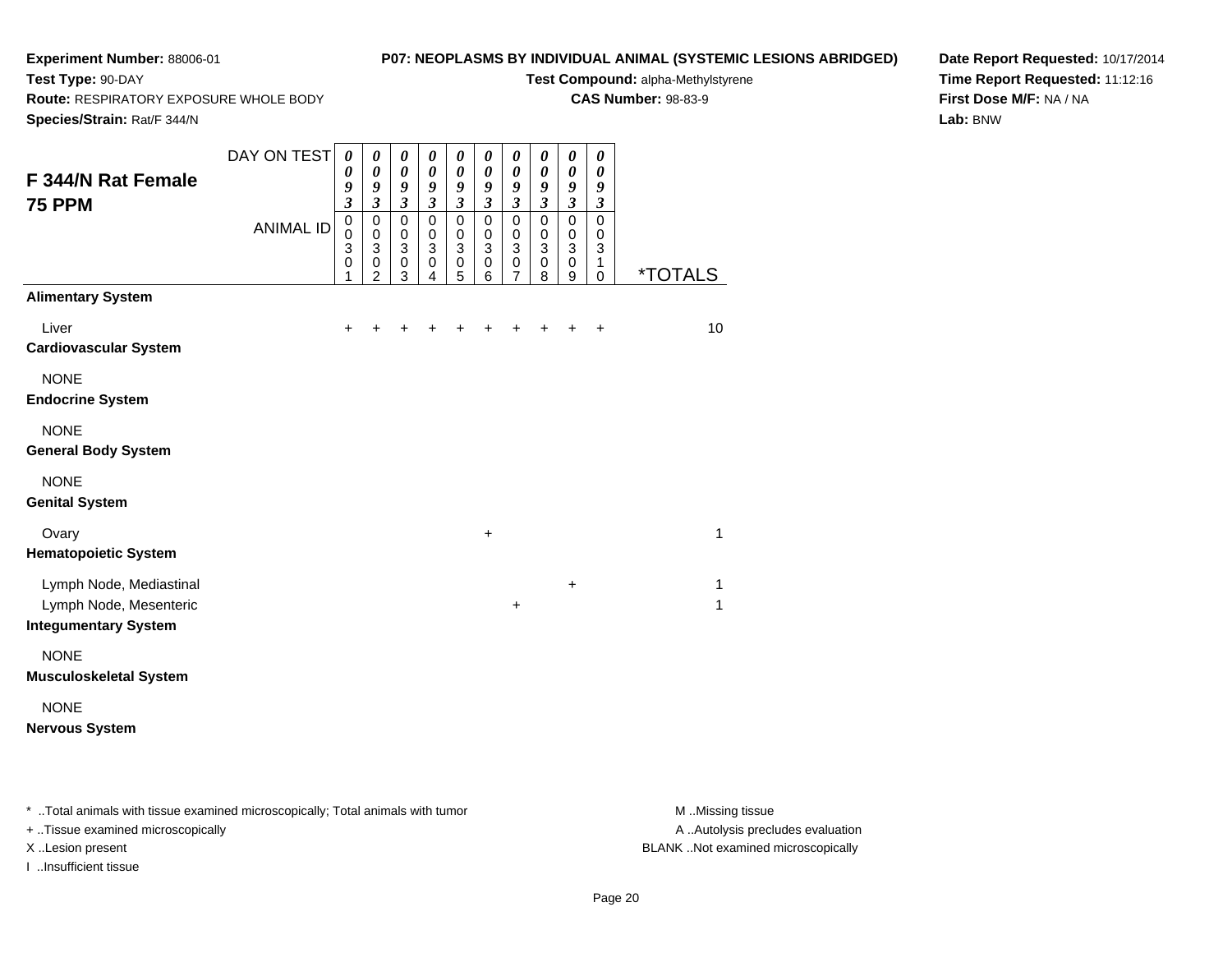**Experiment Number:** 88006-01
**Test Type:** 90-DAY
**Route:** RESPIRATORY EXPOSURE WHOLE BODY
**Species/Strain:** Rat/F 344/N

**P07: NEOPLASMS BY INDIVIDUAL ANIMAL (SYSTEMIC LESIONS ABRIDGED)**
**Test Compound:** alpha-Methylstyrene
**CAS Number:** 98-83-9

**Date Report Requested:** 10/17/2014
**Time Report Requested:** 11:12:16
**First Dose M/F:** NA / NA
**Lab:** BNW

## F 344/N Rat Female 75 PPM

| DAY ON TEST | 0093 | 0093 | 0093 | 0093 | 0093 | 0093 | 0093 | 0093 | 0093 | 0093 | |
|---|---|---|---|---|---|---|---|---|---|---|---|
| ANIMAL ID | 00301 | 00302 | 00303 | 00304 | 00305 | 00306 | 00307 | 00308 | 00309 | 00310 | *TOTALS |
| **Alimentary System** | | | | | | | | | | | |
| Liver | + | + | + | + | + | + | + | + | + | + | 10 |
| **Cardiovascular System** | | | | | | | | | | | |
| NONE | | | | | | | | | | | |
| **Endocrine System** | | | | | | | | | | | |
| NONE | | | | | | | | | | | |
| **General Body System** | | | | | | | | | | | |
| NONE | | | | | | | | | | | |
| **Genital System** | | | | | | | | | | | |
| Ovary | | | | | | + | | | | | 1 |
| **Hematopoietic System** | | | | | | | | | | | |
| Lymph Node, Mediastinal | | | | | | | | | + | | 1 |
| Lymph Node, Mesenteric | | | | | | | + | | | | 1 |
| **Integumentary System** | | | | | | | | | | | |
| NONE | | | | | | | | | | | |
| **Musculoskeletal System** | | | | | | | | | | | |
| NONE | | | | | | | | | | | |
| **Nervous System** | | | | | | | | | | | |

* ..Total animals with tissue examined microscopically; Total animals with tumor
+ ..Tissue examined microscopically
X ..Lesion present
I ..Insufficient tissue

M ..Missing tissue
A ..Autolysis precludes evaluation
BLANK ..Not examined microscopically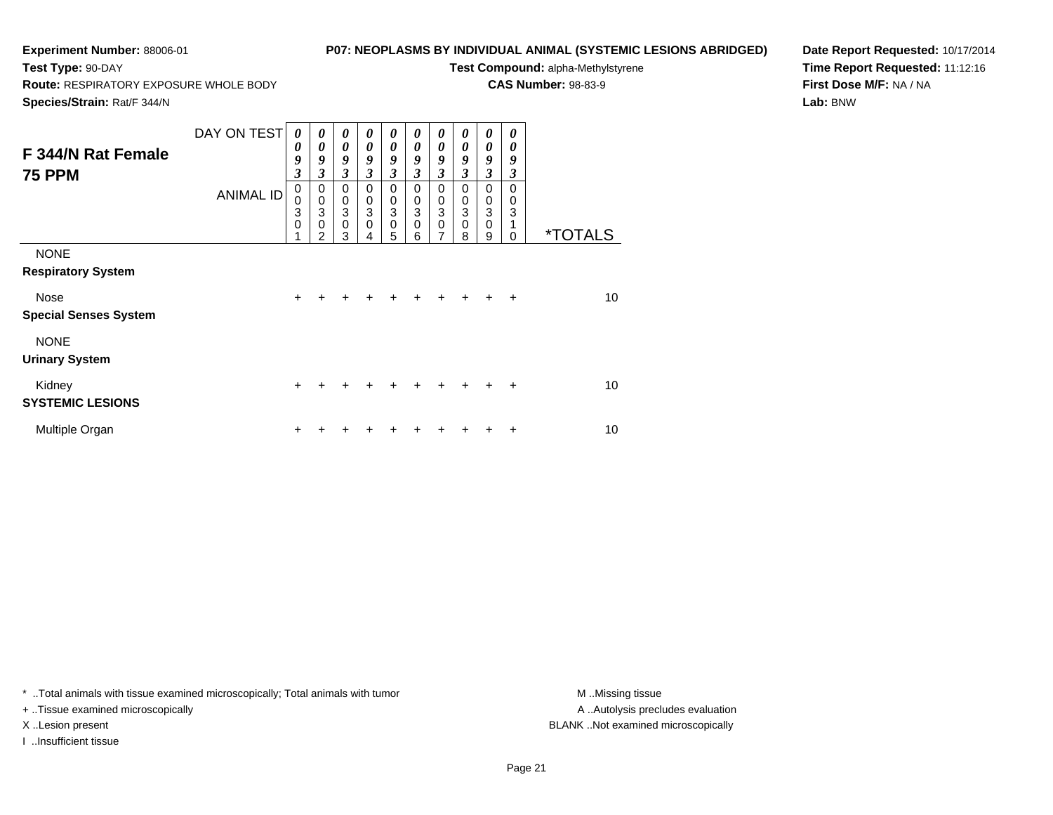**Experiment Number:** 88006-01
**Test Type:** 90-DAY
**Route:** RESPIRATORY EXPOSURE WHOLE BODY
**Species/Strain:** Rat/F 344/N

**P07: NEOPLASMS BY INDIVIDUAL ANIMAL (SYSTEMIC LESIONS ABRIDGED)**
**Test Compound:** alpha-Methylstyrene
**CAS Number:** 98-83-9

**Date Report Requested:** 10/17/2014
**Time Report Requested:** 11:12:16
**First Dose M/F:** NA / NA
**Lab:** BNW

## F 344/N Rat Female 75 PPM

| DAY ON TEST | 0093 | 0093 | 0093 | 0093 | 0093 | 0093 | 0093 | 0093 | 0093 | 0093 | |
|---|---|---|---|---|---|---|---|---|---|---|---|
| **ANIMAL ID** | 00301 | 00302 | 00303 | 00304 | 00305 | 00306 | 00307 | 00308 | 00309 | 00310 | ***TOTALS** |
| NONE | | | | | | | | | | | |
| **Respiratory System** | | | | | | | | | | | |
| Nose | + | + | + | + | + | + | + | + | + | + | 10 |
| **Special Senses System** | | | | | | | | | | | |
| NONE | | | | | | | | | | | |
| **Urinary System** | | | | | | | | | | | |
| Kidney | + | + | + | + | + | + | + | + | + | + | 10 |
| **SYSTEMIC LESIONS** | | | | | | | | | | | |
| Multiple Organ | + | + | + | + | + | + | + | + | + | + | 10 |

* ..Total animals with tissue examined microscopically; Total animals with tumor
+ ..Tissue examined microscopically
X ..Lesion present
I ..Insufficient tissue

M ..Missing tissue
A ..Autolysis precludes evaluation
BLANK ..Not examined microscopically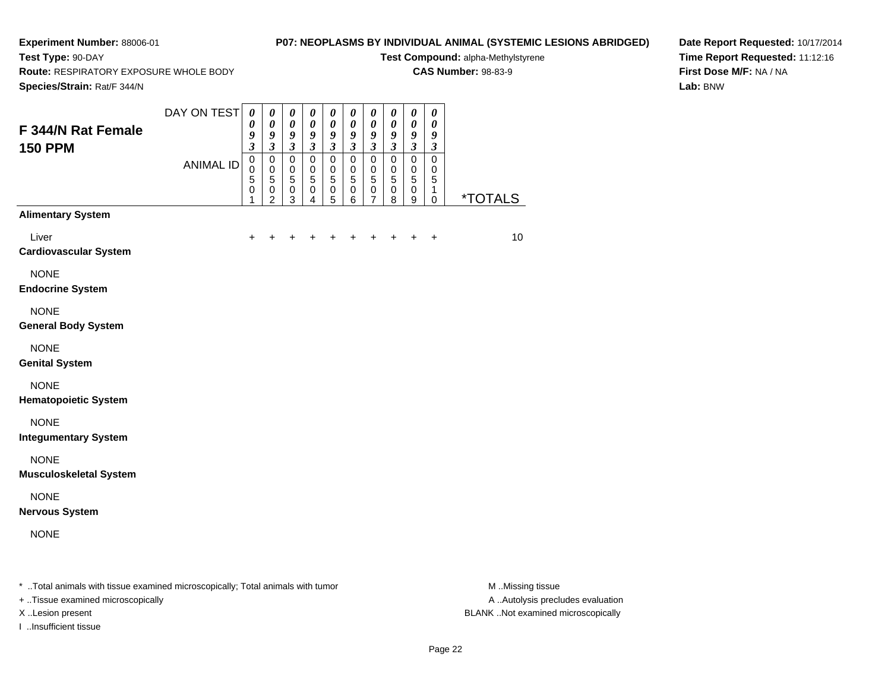**Experiment Number:** 88006-01
**Test Type:** 90-DAY
**Route:** RESPIRATORY EXPOSURE WHOLE BODY
**Species/Strain:** Rat/F 344/N

**P07: NEOPLASMS BY INDIVIDUAL ANIMAL (SYSTEMIC LESIONS ABRIDGED)**
**Test Compound:** alpha-Methylstyrene
**CAS Number:** 98-83-9

**Date Report Requested:** 10/17/2014
**Time Report Requested:** 11:12:16
**First Dose M/F:** NA / NA
**Lab:** BNW

## F 344/N Rat Female 150 PPM

| DAY ON TEST | 0093 | 0093 | 0093 | 0093 | 0093 | 0093 | 0093 | 0093 | 0093 | 0093 | |
|---|---|---|---|---|---|---|---|---|---|---|---|
| ANIMAL ID | 00501 | 00502 | 00503 | 00504 | 00505 | 00506 | 00507 | 00508 | 00509 | 00510 | *TOTALS |
| **Alimentary System** | | | | | | | | | | | |
| Liver | + | + | + | + | + | + | + | + | + | + | 10 |
| **Cardiovascular System** | | | | | | | | | | | |
| NONE | | | | | | | | | | | |
| **Endocrine System** | | | | | | | | | | | |
| NONE | | | | | | | | | | | |
| **General Body System** | | | | | | | | | | | |
| NONE | | | | | | | | | | | |
| **Genital System** | | | | | | | | | | | |
| NONE | | | | | | | | | | | |
| **Hematopoietic System** | | | | | | | | | | | |
| NONE | | | | | | | | | | | |
| **Integumentary System** | | | | | | | | | | | |
| NONE | | | | | | | | | | | |
| **Musculoskeletal System** | | | | | | | | | | | |
| NONE | | | | | | | | | | | |
| **Nervous System** | | | | | | | | | | | |
| NONE | | | | | | | | | | | |

* ..Total animals with tissue examined microscopically; Total animals with tumor
+ ..Tissue examined microscopically
X ..Lesion present
I ..Insufficient tissue

M ..Missing tissue
A ..Autolysis precludes evaluation
BLANK ..Not examined microscopically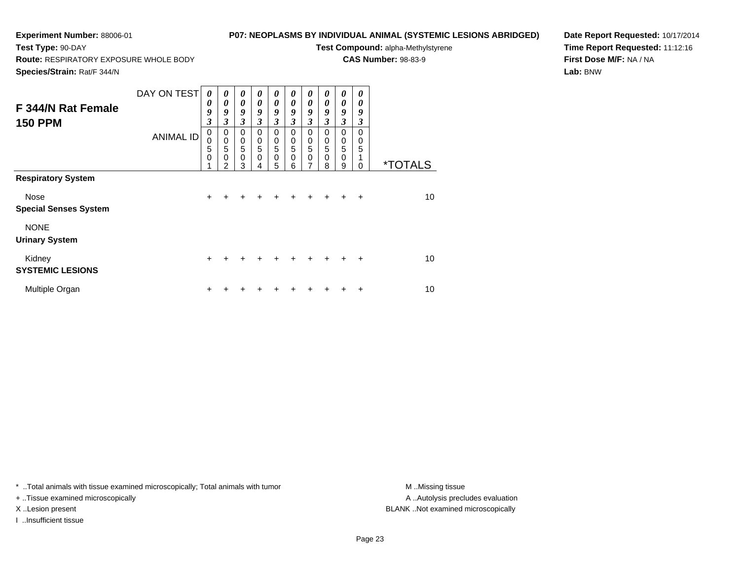**Experiment Number:** 88006-01
**Test Type:** 90-DAY
**Route:** RESPIRATORY EXPOSURE WHOLE BODY
**Species/Strain:** Rat/F 344/N

**P07: NEOPLASMS BY INDIVIDUAL ANIMAL (SYSTEMIC LESIONS ABRIDGED)**
**Test Compound:** alpha-Methylstyrene
**CAS Number:** 98-83-9

**Date Report Requested:** 10/17/2014
**Time Report Requested:** 11:12:16
**First Dose M/F:** NA / NA
**Lab:** BNW

## F 344/N Rat Female 150 PPM

| DAY ON TEST | 0093 | 0093 | 0093 | 0093 | 0093 | 0093 | 0093 | 0093 | 0093 | 0093 | |
|---|---|---|---|---|---|---|---|---|---|---|---|
| **ANIMAL ID** | 00501 | 00502 | 00503 | 00504 | 00505 | 00506 | 00507 | 00508 | 00509 | 00510 | ***TOTALS** |
| **Respiratory System** | | | | | | | | | | | |
| Nose | + | + | + | + | + | + | + | + | + | + | 10 |
| **Special Senses System** | | | | | | | | | | | |
| NONE | | | | | | | | | | | |
| **Urinary System** | | | | | | | | | | | |
| Kidney | + | + | + | + | + | + | + | + | + | + | 10 |
| **SYSTEMIC LESIONS** | | | | | | | | | | | |
| Multiple Organ | + | + | + | + | + | + | + | + | + | + | 10 |

* ..Total animals with tissue examined microscopically; Total animals with tumor
+ ..Tissue examined microscopically
X ..Lesion present
I ..Insufficient tissue

M ..Missing tissue
A ..Autolysis precludes evaluation
BLANK ..Not examined microscopically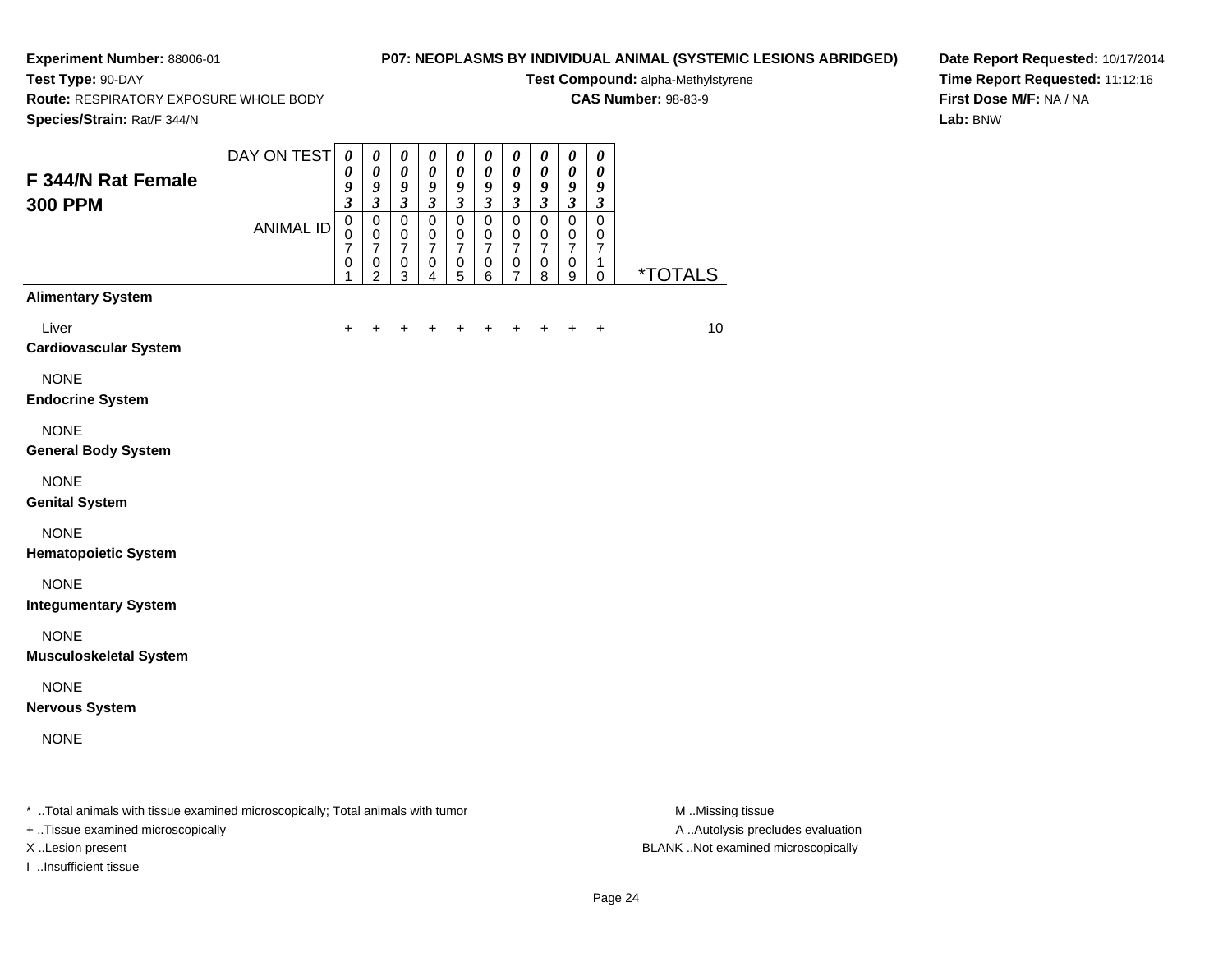**Experiment Number:** 88006-01
**Test Type:** 90-DAY
**Route:** RESPIRATORY EXPOSURE WHOLE BODY
**Species/Strain:** Rat/F 344/N

**P07: NEOPLASMS BY INDIVIDUAL ANIMAL (SYSTEMIC LESIONS ABRIDGED)**
**Test Compound:** alpha-Methylstyrene
**CAS Number:** 98-83-9

**Date Report Requested:** 10/17/2014
**Time Report Requested:** 11:12:16
**First Dose M/F:** NA / NA
**Lab:** BNW

## F 344/N Rat Female 300 PPM

| DAY ON TEST | 0093 | 0093 | 0093 | 0093 | 0093 | 0093 | 0093 | 0093 | 0093 | 0093 | |
|---|---|---|---|---|---|---|---|---|---|---|---|
| ANIMAL ID | 00701 | 00702 | 00703 | 00704 | 00705 | 00706 | 00707 | 00708 | 00709 | 00710 | *TOTALS |
| **Alimentary System** | | | | | | | | | | | |
| Liver | + | + | + | + | + | + | + | + | + | + | 10 |
| **Cardiovascular System** | | | | | | | | | | | |
| NONE | | | | | | | | | | | |
| **Endocrine System** | | | | | | | | | | | |
| NONE | | | | | | | | | | | |
| **General Body System** | | | | | | | | | | | |
| NONE | | | | | | | | | | | |
| **Genital System** | | | | | | | | | | | |
| NONE | | | | | | | | | | | |
| **Hematopoietic System** | | | | | | | | | | | |
| NONE | | | | | | | | | | | |
| **Integumentary System** | | | | | | | | | | | |
| NONE | | | | | | | | | | | |
| **Musculoskeletal System** | | | | | | | | | | | |
| NONE | | | | | | | | | | | |
| **Nervous System** | | | | | | | | | | | |
| NONE | | | | | | | | | | | |

* ..Total animals with tissue examined microscopically; Total animals with tumor
+ ..Tissue examined microscopically
X ..Lesion present
I ..Insufficient tissue

M ..Missing tissue
A ..Autolysis precludes evaluation
BLANK ..Not examined microscopically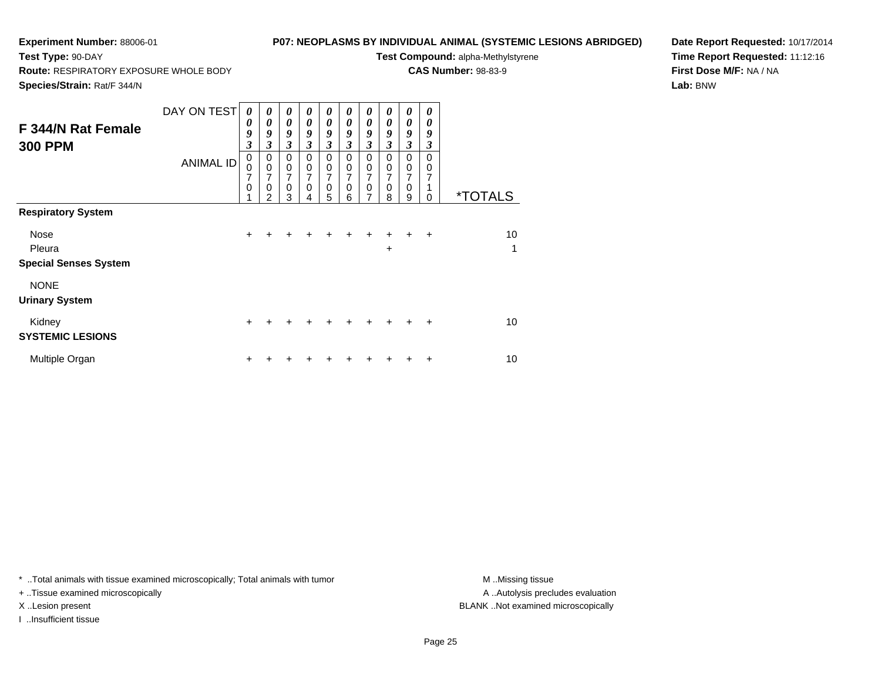**Experiment Number:** 88006-01
**Test Type:** 90-DAY
**Route:** RESPIRATORY EXPOSURE WHOLE BODY
**Species/Strain:** Rat/F 344/N

**P07: NEOPLASMS BY INDIVIDUAL ANIMAL (SYSTEMIC LESIONS ABRIDGED)**
**Test Compound:** alpha-Methylstyrene
**CAS Number:** 98-83-9

**Date Report Requested:** 10/17/2014
**Time Report Requested:** 11:12:16
**First Dose M/F:** NA / NA
**Lab:** BNW

## F 344/N Rat Female 300 PPM

| DAY ON TEST | 0093 | 0093 | 0093 | 0093 | 0093 | 0093 | 0093 | 0093 | 0093 | 0093 | |
|---|---|---|---|---|---|---|---|---|---|---|---|
| ANIMAL ID | 00701 | 00702 | 00703 | 00704 | 00705 | 00706 | 00707 | 00708 | 00709 | 00710 | *TOTALS |
| **Respiratory System** | | | | | | | | | | | |
| Nose | + | + | + | + | + | + | + | + | + | + | 10 |
| Pleura | | | | | | | | + | | | 1 |
| **Special Senses System** | | | | | | | | | | | |
| NONE | | | | | | | | | | | |
| **Urinary System** | | | | | | | | | | | |
| Kidney | + | + | + | + | + | + | + | + | + | + | 10 |
| **SYSTEMIC LESIONS** | | | | | | | | | | | |
| Multiple Organ | + | + | + | + | + | + | + | + | + | + | 10 |

* ..Total animals with tissue examined microscopically; Total animals with tumor
+ ..Tissue examined microscopically
X ..Lesion present
I ..Insufficient tissue

M ..Missing tissue
A ..Autolysis precludes evaluation
BLANK ..Not examined microscopically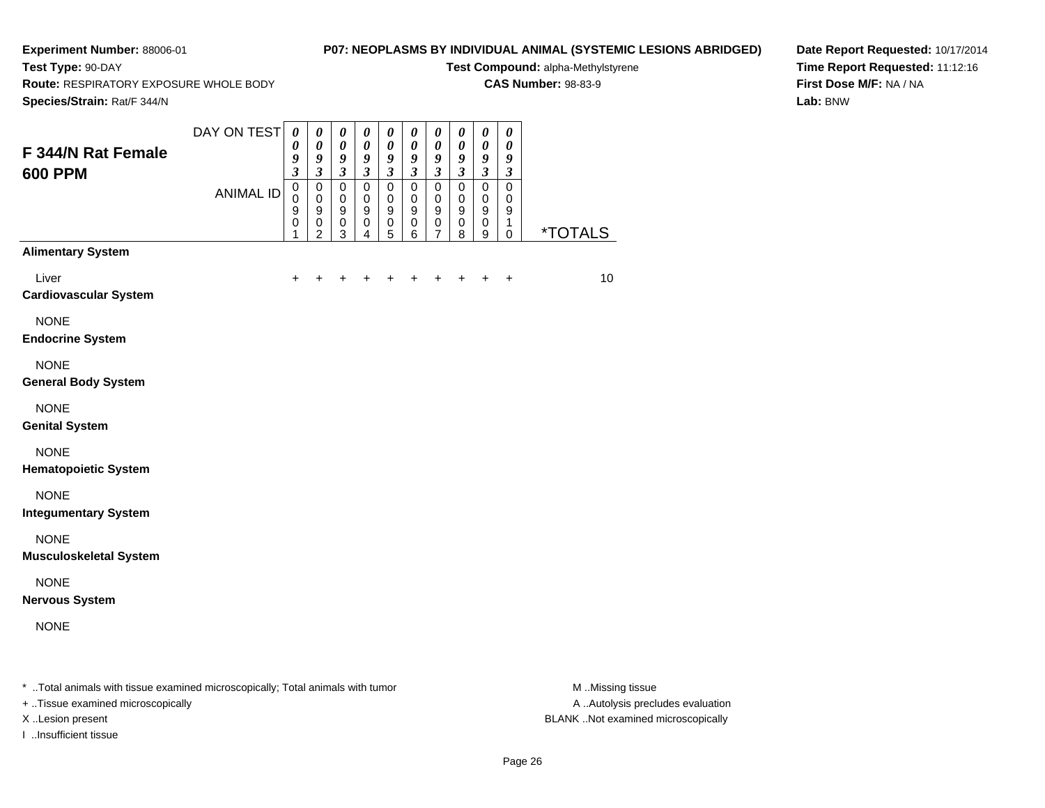**Experiment Number:** 88006-01
**Test Type:** 90-DAY
**Route:** RESPIRATORY EXPOSURE WHOLE BODY
**Species/Strain:** Rat/F 344/N

**P07: NEOPLASMS BY INDIVIDUAL ANIMAL (SYSTEMIC LESIONS ABRIDGED)**
**Test Compound:** alpha-Methylstyrene
**CAS Number:** 98-83-9

**Date Report Requested:** 10/17/2014
**Time Report Requested:** 11:12:16
**First Dose M/F:** NA / NA
**Lab:** BNW

## F 344/N Rat Female 600 PPM

| | | | | | | | | | | | |
|---|---|---|---|---|---|---|---|---|---|---|---|
| DAY ON TEST | 0093 | 0093 | 0093 | 0093 | 0093 | 0093 | 0093 | 0093 | 0093 | 0093 | |
| ANIMAL ID | 00901 | 00902 | 00903 | 00904 | 00905 | 00906 | 00907 | 00908 | 00909 | 00910 | *TOTALS |
| **Alimentary System** | | | | | | | | | | | |
| Liver | + | + | + | + | + | + | + | + | + | + | 10 |
| **Cardiovascular System** | | | | | | | | | | | |
| NONE | | | | | | | | | | | |
| **Endocrine System** | | | | | | | | | | | |
| NONE | | | | | | | | | | | |
| **General Body System** | | | | | | | | | | | |
| NONE | | | | | | | | | | | |
| **Genital System** | | | | | | | | | | | |
| NONE | | | | | | | | | | | |
| **Hematopoietic System** | | | | | | | | | | | |
| NONE | | | | | | | | | | | |
| **Integumentary System** | | | | | | | | | | | |
| NONE | | | | | | | | | | | |
| **Musculoskeletal System** | | | | | | | | | | | |
| NONE | | | | | | | | | | | |
| **Nervous System** | | | | | | | | | | | |
| NONE | | | | | | | | | | | |

* ..Total animals with tissue examined microscopically; Total animals with tumor
+ ..Tissue examined microscopically
X ..Lesion present
I ..Insufficient tissue

M ..Missing tissue
A ..Autolysis precludes evaluation
BLANK ..Not examined microscopically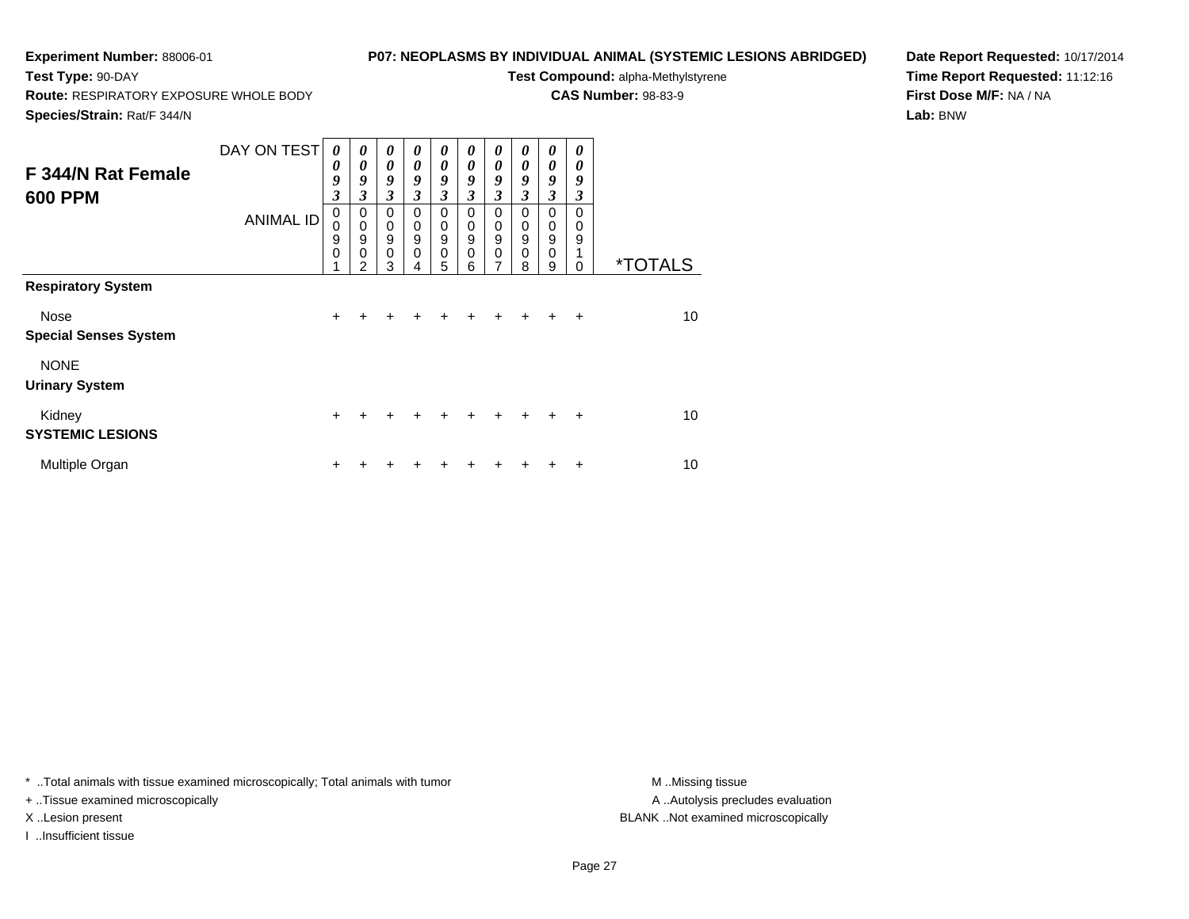**Experiment Number:** 88006-01
**Test Type:** 90-DAY
**Route:** RESPIRATORY EXPOSURE WHOLE BODY
**Species/Strain:** Rat/F 344/N

**P07: NEOPLASMS BY INDIVIDUAL ANIMAL (SYSTEMIC LESIONS ABRIDGED)**
**Test Compound:** alpha-Methylstyrene
**CAS Number:** 98-83-9

**Date Report Requested:** 10/17/2014
**Time Report Requested:** 11:12:16
**First Dose M/F:** NA / NA
**Lab:** BNW

## F 344/N Rat Female 600 PPM

| DAY ON TEST | 0093 | 0093 | 0093 | 0093 | 0093 | 0093 | 0093 | 0093 | 0093 | 0093 | |
|---|---|---|---|---|---|---|---|---|---|---|---|
| ANIMAL ID | 00901 | 00902 | 00903 | 00904 | 00905 | 00906 | 00907 | 00908 | 00909 | 00910 | *TOTALS |
| **Respiratory System** | | | | | | | | | | | |
| Nose | + | + | + | + | + | + | + | + | + | + | 10 |
| **Special Senses System** | | | | | | | | | | | |
| NONE | | | | | | | | | | | |
| **Urinary System** | | | | | | | | | | | |
| Kidney | + | + | + | + | + | + | + | + | + | + | 10 |
| **SYSTEMIC LESIONS** | | | | | | | | | | | |
| Multiple Organ | + | + | + | + | + | + | + | + | + | + | 10 |

* ..Total animals with tissue examined microscopically; Total animals with tumor
+ ..Tissue examined microscopically
X ..Lesion present
I ..Insufficient tissue

M ..Missing tissue
A ..Autolysis precludes evaluation
BLANK ..Not examined microscopically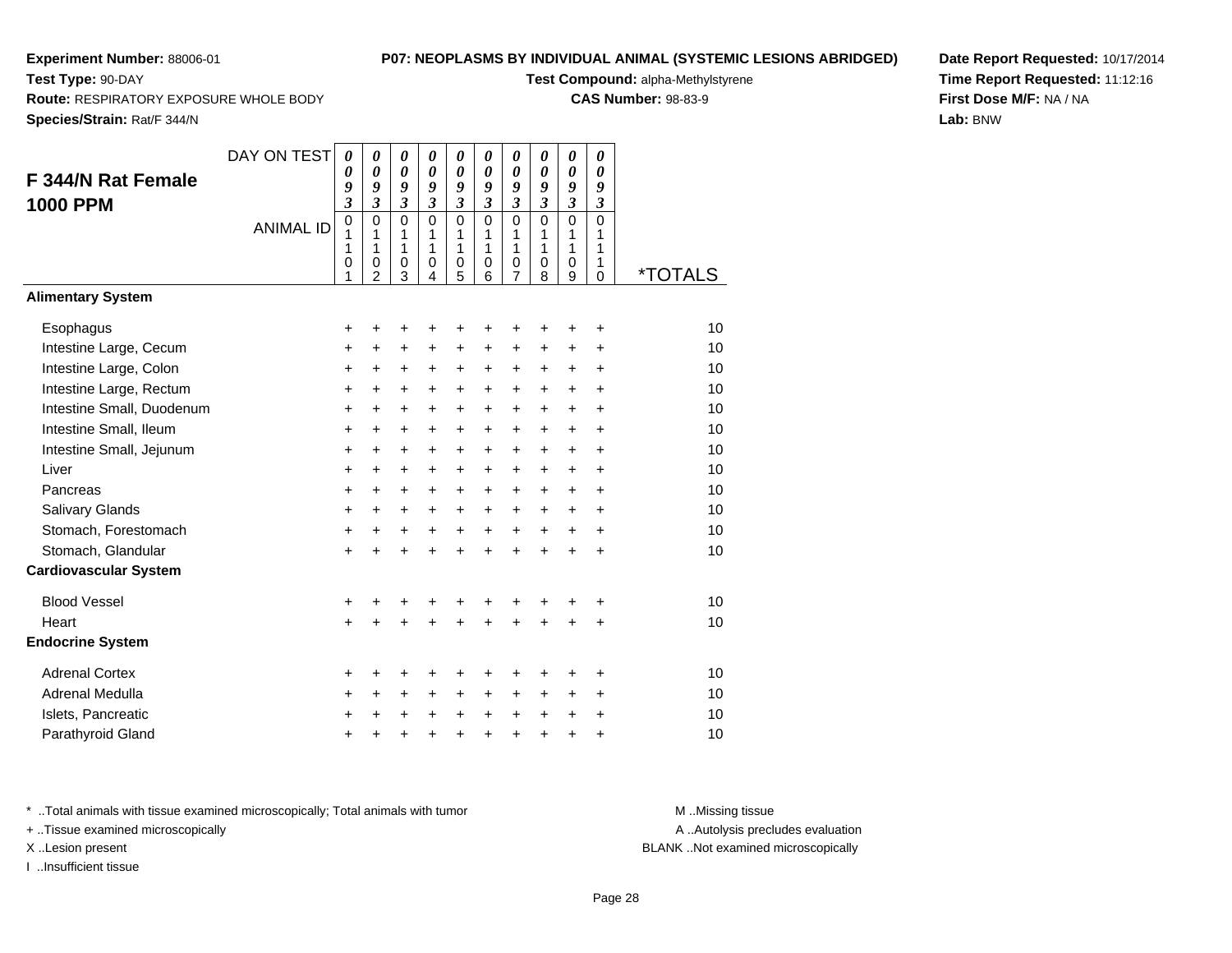**Experiment Number:** 88006-01
**Test Type:** 90-DAY
**Route:** RESPIRATORY EXPOSURE WHOLE BODY
**Species/Strain:** Rat/F 344/N

**P07: NEOPLASMS BY INDIVIDUAL ANIMAL (SYSTEMIC LESIONS ABRIDGED)**
**Test Compound:** alpha-Methylstyrene
**CAS Number:** 98-83-9

**Date Report Requested:** 10/17/2014
**Time Report Requested:** 11:12:16
**First Dose M/F:** NA / NA
**Lab:** BNW

## F 344/N Rat Female 1000 PPM

| DAY ON TEST | 0093 | 0093 | 0093 | 0093 | 0093 | 0093 | 0093 | 0093 | 0093 | 0093 | |
|---|---|---|---|---|---|---|---|---|---|---|---|
| ANIMAL ID | 01101 | 01102 | 01103 | 01104 | 01105 | 01106 | 01107 | 01108 | 01109 | 01110 | *TOTALS |
| **Alimentary System** | | | | | | | | | | | |
| Esophagus | + | + | + | + | + | + | + | + | + | + | 10 |
| Intestine Large, Cecum | + | + | + | + | + | + | + | + | + | + | 10 |
| Intestine Large, Colon | + | + | + | + | + | + | + | + | + | + | 10 |
| Intestine Large, Rectum | + | + | + | + | + | + | + | + | + | + | 10 |
| Intestine Small, Duodenum | + | + | + | + | + | + | + | + | + | + | 10 |
| Intestine Small, Ileum | + | + | + | + | + | + | + | + | + | + | 10 |
| Intestine Small, Jejunum | + | + | + | + | + | + | + | + | + | + | 10 |
| Liver | + | + | + | + | + | + | + | + | + | + | 10 |
| Pancreas | + | + | + | + | + | + | + | + | + | + | 10 |
| Salivary Glands | + | + | + | + | + | + | + | + | + | + | 10 |
| Stomach, Forestomach | + | + | + | + | + | + | + | + | + | + | 10 |
| Stomach, Glandular | + | + | + | + | + | + | + | + | + | + | 10 |
| **Cardiovascular System** | | | | | | | | | | | |
| Blood Vessel | + | + | + | + | + | + | + | + | + | + | 10 |
| Heart | + | + | + | + | + | + | + | + | + | + | 10 |
| **Endocrine System** | | | | | | | | | | | |
| Adrenal Cortex | + | + | + | + | + | + | + | + | + | + | 10 |
| Adrenal Medulla | + | + | + | + | + | + | + | + | + | + | 10 |
| Islets, Pancreatic | + | + | + | + | + | + | + | + | + | + | 10 |
| Parathyroid Gland | + | + | + | + | + | + | + | + | + | + | 10 |

* ..Total animals with tissue examined microscopically; Total animals with tumor
+ ..Tissue examined microscopically
X ..Lesion present
I ..Insufficient tissue

M ..Missing tissue
A ..Autolysis precludes evaluation
BLANK ..Not examined microscopically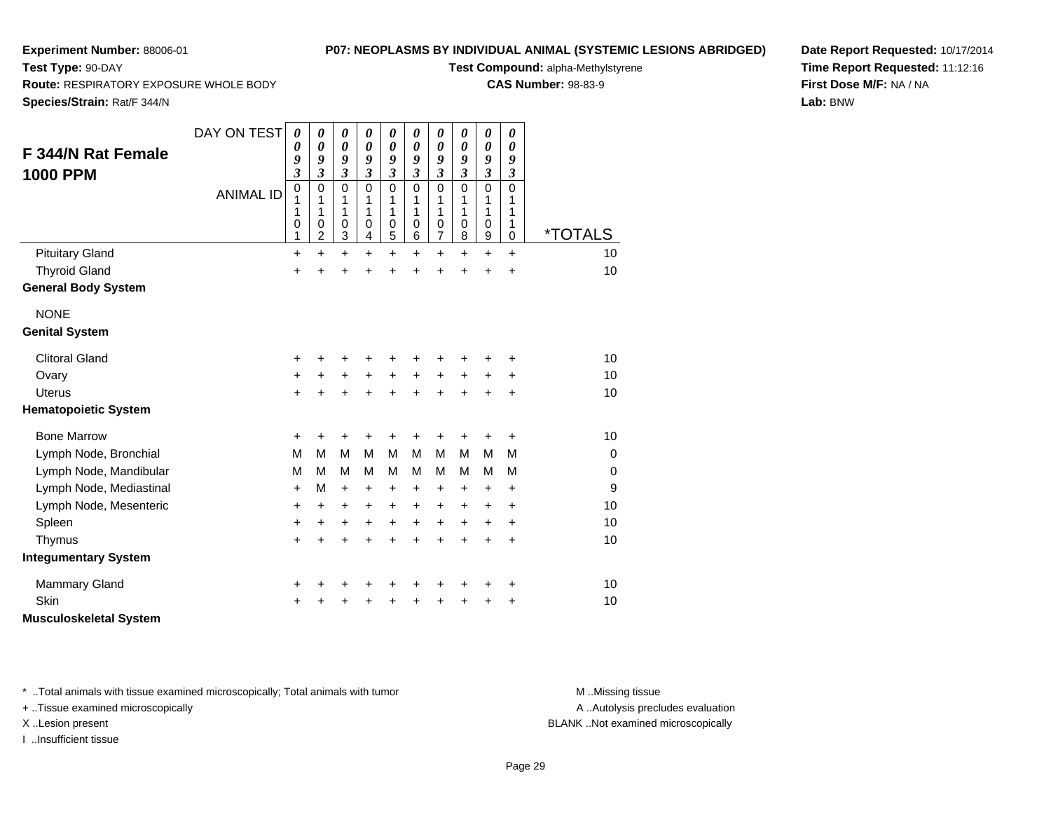**Experiment Number:** 88006-01
**Test Type:** 90-DAY
**Route:** RESPIRATORY EXPOSURE WHOLE BODY
**Species/Strain:** Rat/F 344/N

**P07: NEOPLASMS BY INDIVIDUAL ANIMAL (SYSTEMIC LESIONS ABRIDGED)**
**Test Compound:** alpha-Methylstyrene
**CAS Number:** 98-83-9

**Date Report Requested:** 10/17/2014
**Time Report Requested:** 11:12:16
**First Dose M/F:** NA / NA
**Lab:** BNW

## F 344/N Rat Female 1000 PPM

| DAY ON TEST | 0093 | 0093 | 0093 | 0093 | 0093 | 0093 | 0093 | 0093 | 0093 | 0093 | |
|---|---|---|---|---|---|---|---|---|---|---|---|
| ANIMAL ID | 01101 | 01102 | 01103 | 01104 | 01105 | 01106 | 01107 | 01108 | 01109 | 01110 | *TOTALS |
| Pituitary Gland | + | + | + | + | + | + | + | + | + | + | 10 |
| Thyroid Gland | + | + | + | + | + | + | + | + | + | + | 10 |
| **General Body System** | | | | | | | | | | | |
| NONE | | | | | | | | | | | |
| **Genital System** | | | | | | | | | | | |
| Clitoral Gland | + | + | + | + | + | + | + | + | + | + | 10 |
| Ovary | + | + | + | + | + | + | + | + | + | + | 10 |
| Uterus | + | + | + | + | + | + | + | + | + | + | 10 |
| **Hematopoietic System** | | | | | | | | | | | |
| Bone Marrow | + | + | + | + | + | + | + | + | + | + | 10 |
| Lymph Node, Bronchial | M | M | M | M | M | M | M | M | M | M | 0 |
| Lymph Node, Mandibular | M | M | M | M | M | M | M | M | M | M | 0 |
| Lymph Node, Mediastinal | + | M | + | + | + | + | + | + | + | + | 9 |
| Lymph Node, Mesenteric | + | + | + | + | + | + | + | + | + | + | 10 |
| Spleen | + | + | + | + | + | + | + | + | + | + | 10 |
| Thymus | + | + | + | + | + | + | + | + | + | + | 10 |
| **Integumentary System** | | | | | | | | | | | |
| Mammary Gland | + | + | + | + | + | + | + | + | + | + | 10 |
| Skin | + | + | + | + | + | + | + | + | + | + | 10 |
| **Musculoskeletal System** | | | | | | | | | | | |

* ..Total animals with tissue examined microscopically; Total animals with tumor
+ ..Tissue examined microscopically
X ..Lesion present
I ..Insufficient tissue

M ..Missing tissue
A ..Autolysis precludes evaluation
BLANK ..Not examined microscopically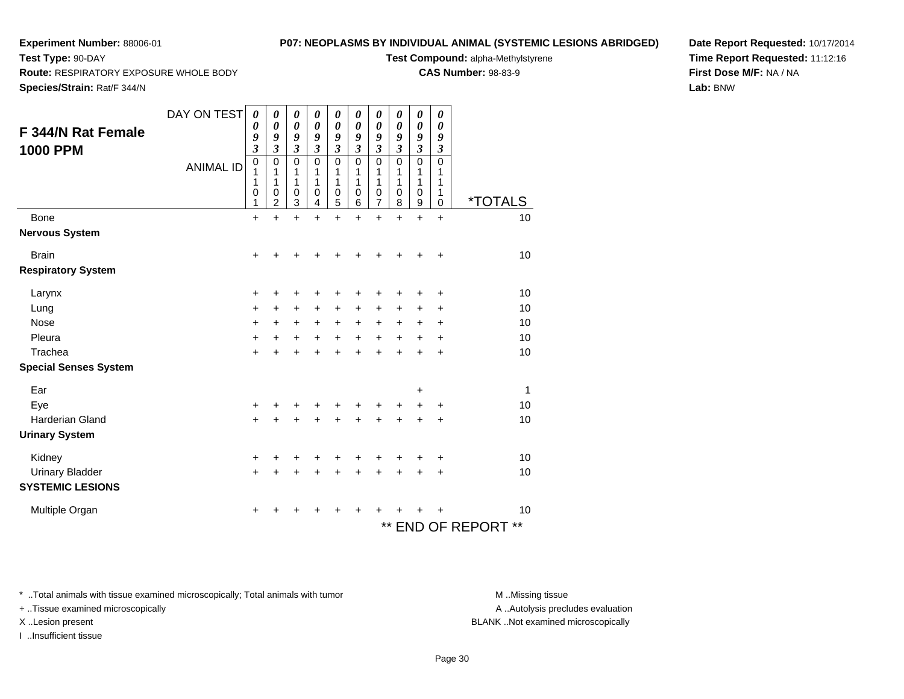**Experiment Number:** 88006-01
**Test Type:** 90-DAY
**Route:** RESPIRATORY EXPOSURE WHOLE BODY
**Species/Strain:** Rat/F 344/N

**P07: NEOPLASMS BY INDIVIDUAL ANIMAL (SYSTEMIC LESIONS ABRIDGED)**
**Test Compound:** alpha-Methylstyrene
**CAS Number:** 98-83-9

**Date Report Requested:** 10/17/2014
**Time Report Requested:** 11:12:16
**First Dose M/F:** NA / NA
**Lab:** BNW

## F 344/N Rat Female 1000 PPM

| DAY ON TEST | 0093 | 0093 | 0093 | 0093 | 0093 | 0093 | 0093 | 0093 | 0093 | 0093 | |
|---|---|---|---|---|---|---|---|---|---|---|---|
| ANIMAL ID | 01101 | 01102 | 01103 | 01104 | 01105 | 01106 | 01107 | 01108 | 01109 | 01110 | *TOTALS |
| Bone | + | + | + | + | + | + | + | + | + | + | 10 |
| **Nervous System** | | | | | | | | | | | |
| Brain | + | + | + | + | + | + | + | + | + | + | 10 |
| **Respiratory System** | | | | | | | | | | | |
| Larynx | + | + | + | + | + | + | + | + | + | + | 10 |
| Lung | + | + | + | + | + | + | + | + | + | + | 10 |
| Nose | + | + | + | + | + | + | + | + | + | + | 10 |
| Pleura | + | + | + | + | + | + | + | + | + | + | 10 |
| Trachea | + | + | + | + | + | + | + | + | + | + | 10 |
| **Special Senses System** | | | | | | | | | | | |
| Ear | | | | | | | | | + | | 1 |
| Eye | + | + | + | + | + | + | + | + | + | + | 10 |
| Harderian Gland | + | + | + | + | + | + | + | + | + | + | 10 |
| **Urinary System** | | | | | | | | | | | |
| Kidney | + | + | + | + | + | + | + | + | + | + | 10 |
| Urinary Bladder | + | + | + | + | + | + | + | + | + | + | 10 |
| **SYSTEMIC LESIONS** | | | | | | | | | | | |
| Multiple Organ | + | + | + | + | + | + | + | + | + | + | 10 |

** END OF REPORT **

* ..Total animals with tissue examined microscopically; Total animals with tumor
+ ..Tissue examined microscopically
X ..Lesion present
I ..Insufficient tissue

M ..Missing tissue
A ..Autolysis precludes evaluation
BLANK ..Not examined microscopically